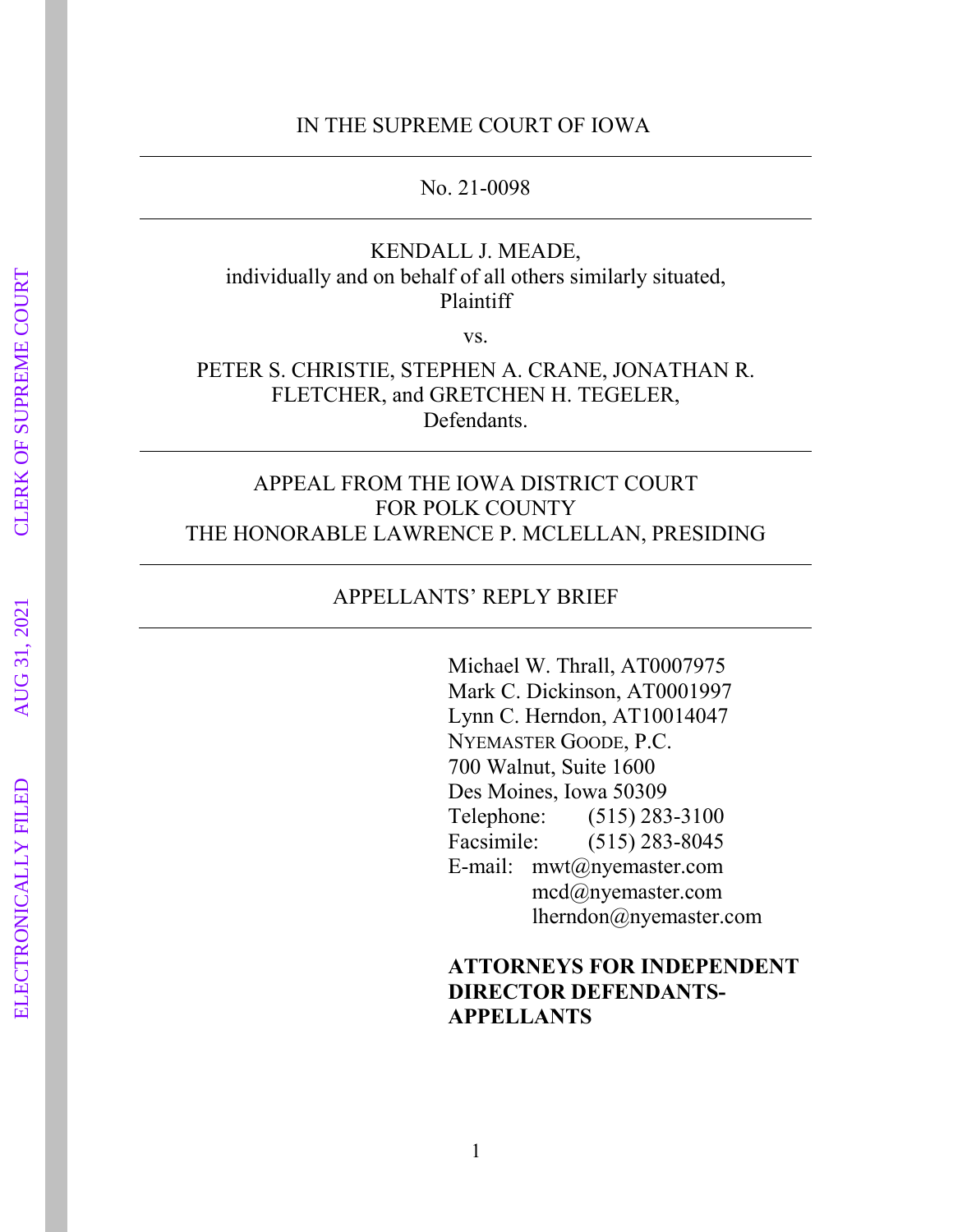IN THE SUPREME COURT OF IOWA

---

No. 21-0098

---

KENDALL J. MEADE,
individually and on behalf of all others similarly situated,
Plaintiff

vs.

PETER S. CHRISTIE, STEPHEN A. CRANE, JONATHAN R. FLETCHER, and GRETCHEN H. TEGELER,
Defendants.

---

APPEAL FROM THE IOWA DISTRICT COURT
FOR POLK COUNTY
THE HONORABLE LAWRENCE P. MCLELLAN, PRESIDING

---

APPELLANTS' REPLY BRIEF

---

Michael W. Thrall, AT0007975
Mark C. Dickinson, AT0001997
Lynn C. Herndon, AT10014047
NYEMASTER GOODE, P.C.
700 Walnut, Suite 1600
Des Moines, Iowa 50309
Telephone: (515) 283-3100
Facsimile: (515) 283-8045
E-mail: mwt@nyemaster.com
mcd@nyemaster.com
lherndon@nyemaster.com

**ATTORNEYS FOR INDEPENDENT DIRECTOR DEFENDANTS-APPELLANTS**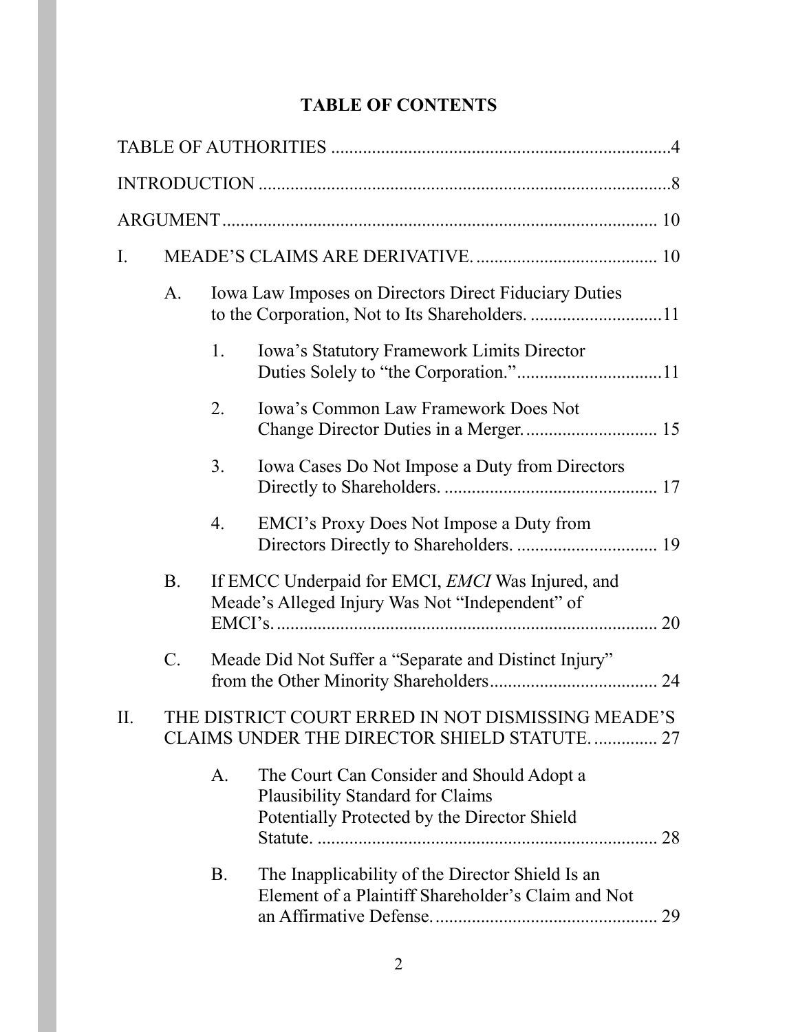# TABLE OF CONTENTS

TABLE OF AUTHORITIES ..........................................................................4

INTRODUCTION ..........................................................................................8

ARGUMENT................................................................................................ 10

I. MEADE'S CLAIMS ARE DERIVATIVE. ........................................ 10

  A. Iowa Law Imposes on Directors Direct Fiduciary Duties to the Corporation, Not to Its Shareholders. ............................11

    1. Iowa's Statutory Framework Limits Director Duties Solely to "the Corporation."................................11

    2. Iowa's Common Law Framework Does Not Change Director Duties in a Merger. ............................ 15

    3. Iowa Cases Do Not Impose a Duty from Directors Directly to Shareholders. ............................................... 17

    4. EMCI's Proxy Does Not Impose a Duty from Directors Directly to Shareholders. ............................... 19

  B. If EMCC Underpaid for EMCI, *EMCI* Was Injured, and Meade's Alleged Injury Was Not "Independent" of EMCI's. .................................................................................. 20

  C. Meade Did Not Suffer a "Separate and Distinct Injury" from the Other Minority Shareholders..................................... 24

II. THE DISTRICT COURT ERRED IN NOT DISMISSING MEADE'S CLAIMS UNDER THE DIRECTOR SHIELD STATUTE. ............. 27

    A. The Court Can Consider and Should Adopt a Plausibility Standard for Claims Potentially Protected by the Director Shield Statute. ......................................................................... 28

    B. The Inapplicability of the Director Shield Is an Element of a Plaintiff Shareholder's Claim and Not an Affirmative Defense................................................ 29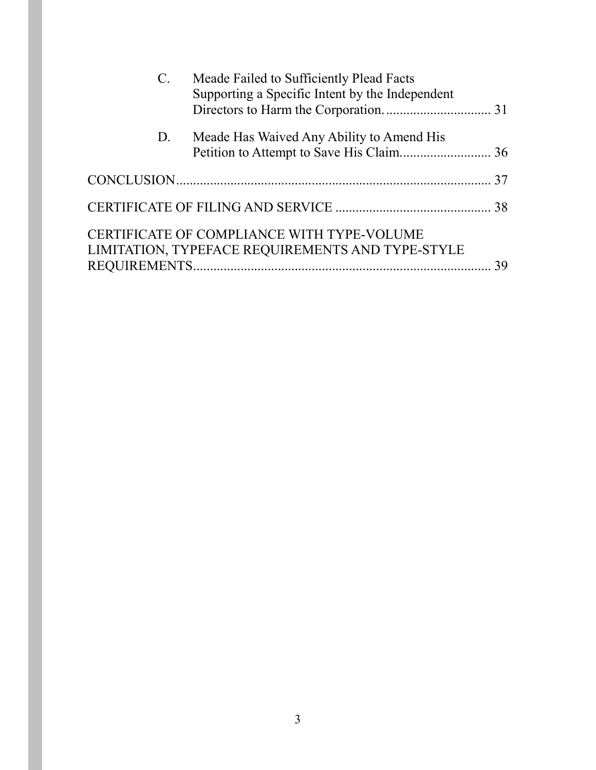C. Meade Failed to Sufficiently Plead Facts Supporting a Specific Intent by the Independent Directors to Harm the Corporation. ............................... 31

D. Meade Has Waived Any Ability to Amend His Petition to Attempt to Save His Claim........................... 36

CONCLUSION............................................................................................ 37

CERTIFICATE OF FILING AND SERVICE ............................................. 38

CERTIFICATE OF COMPLIANCE WITH TYPE-VOLUME LIMITATION, TYPEFACE REQUIREMENTS AND TYPE-STYLE REQUIREMENTS....................................................................................... 39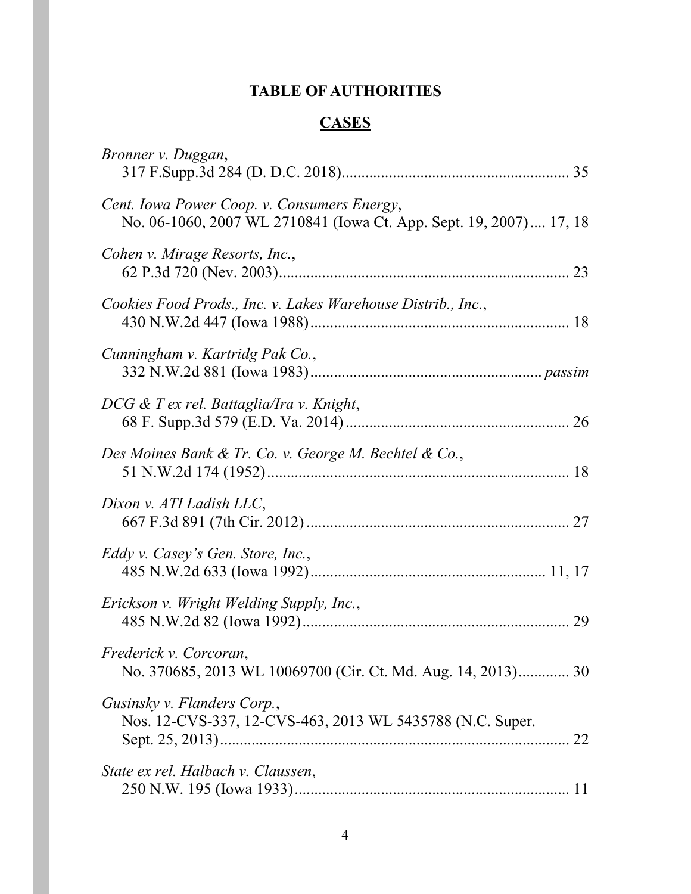## TABLE OF AUTHORITIES

### CASES

*Bronner v. Duggan*,
317 F.Supp.3d 284 (D. D.C. 2018)........................................................ 35

*Cent. Iowa Power Coop. v. Consumers Energy*,
No. 06-1060, 2007 WL 2710841 (Iowa Ct. App. Sept. 19, 2007).... 17, 18

*Cohen v. Mirage Resorts, Inc.*,
62 P.3d 720 (Nev. 2003)........................................................................ 23

*Cookies Food Prods., Inc. v. Lakes Warehouse Distrib., Inc.*,
430 N.W.2d 447 (Iowa 1988)................................................................. 18

*Cunningham v. Kartridg Pak Co.*,
332 N.W.2d 881 (Iowa 1983)........................................................... *passim*

*DCG & T ex rel. Battaglia/Ira v. Knight*,
68 F. Supp.3d 579 (E.D. Va. 2014)........................................................ 26

*Des Moines Bank & Tr. Co. v. George M. Bechtel & Co.*,
51 N.W.2d 174 (1952)............................................................................ 18

*Dixon v. ATI Ladish LLC*,
667 F.3d 891 (7th Cir. 2012).................................................................. 27

*Eddy v. Casey's Gen. Store, Inc.*,
485 N.W.2d 633 (Iowa 1992)........................................................... 11, 17

*Erickson v. Wright Welding Supply, Inc.*,
485 N.W.2d 82 (Iowa 1992)................................................................... 29

*Frederick v. Corcoran*,
No. 370685, 2013 WL 10069700 (Cir. Ct. Md. Aug. 14, 2013)............. 30

*Gusinsky v. Flanders Corp.*,
Nos. 12-CVS-337, 12-CVS-463, 2013 WL 5435788 (N.C. Super. Sept. 25, 2013)........................................................................................ 22

*State ex rel. Halbach v. Claussen*,
250 N.W. 195 (Iowa 1933)..................................................................... 11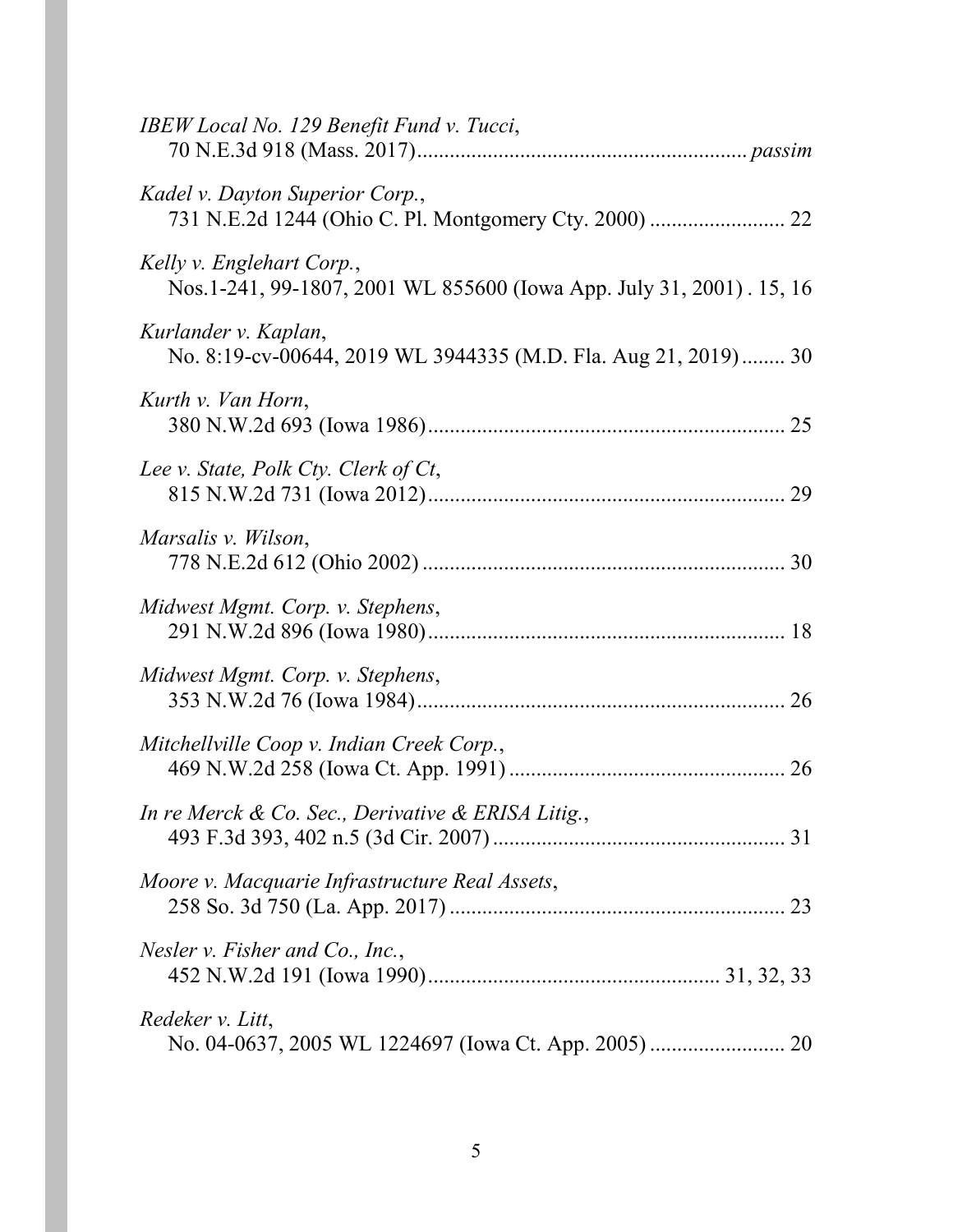*IBEW Local No. 129 Benefit Fund v. Tucci*,
70 N.E.3d 918 (Mass. 2017)............................................................ *passim*

*Kadel v. Dayton Superior Corp.*,
731 N.E.2d 1244 (Ohio C. Pl. Montgomery Cty. 2000) ......................... 22

*Kelly v. Englehart Corp.*,
Nos.1-241, 99-1807, 2001 WL 855600 (Iowa App. July 31, 2001) . 15, 16

*Kurlander v. Kaplan*,
No. 8:19-cv-00644, 2019 WL 3944335 (M.D. Fla. Aug 21, 2019)........ 30

*Kurth v. Van Horn*,
380 N.W.2d 693 (Iowa 1986)................................................................ 25

*Lee v. State, Polk Cty. Clerk of Ct*,
815 N.W.2d 731 (Iowa 2012)................................................................ 29

*Marsalis v. Wilson*,
778 N.E.2d 612 (Ohio 2002) ................................................................. 30

*Midwest Mgmt. Corp. v. Stephens*,
291 N.W.2d 896 (Iowa 1980)................................................................ 18

*Midwest Mgmt. Corp. v. Stephens*,
353 N.W.2d 76 (Iowa 1984).................................................................. 26

*Mitchellville Coop v. Indian Creek Corp.*,
469 N.W.2d 258 (Iowa Ct. App. 1991) .................................................. 26

*In re Merck & Co. Sec., Derivative & ERISA Litig.*,
493 F.3d 393, 402 n.5 (3d Cir. 2007) ..................................................... 31

*Moore v. Macquarie Infrastructure Real Assets*,
258 So. 3d 750 (La. App. 2017) ............................................................ 23

*Nesler v. Fisher and Co., Inc.*,
452 N.W.2d 191 (Iowa 1990)..................................................... 31, 32, 33

*Redeker v. Litt*,
No. 04-0637, 2005 WL 1224697 (Iowa Ct. App. 2005) ......................... 20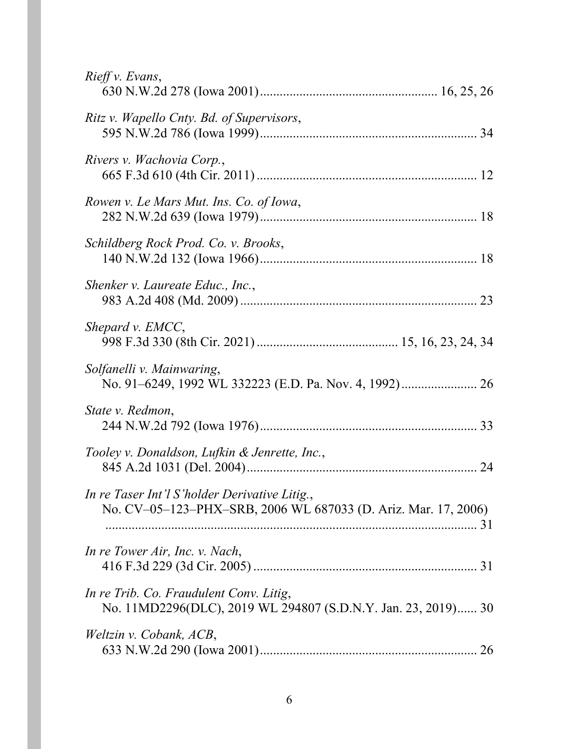*Rieff v. Evans*,
630 N.W.2d 278 (Iowa 2001) ..................................................... 16, 25, 26

*Ritz v. Wapello Cnty. Bd. of Supervisors*,
595 N.W.2d 786 (Iowa 1999) ................................................................. 34

*Rivers v. Wachovia Corp.*,
665 F.3d 610 (4th Cir. 2011) .................................................................. 12

*Rowen v. Le Mars Mut. Ins. Co. of Iowa*,
282 N.W.2d 639 (Iowa 1979) ................................................................. 18

*Schildberg Rock Prod. Co. v. Brooks*,
140 N.W.2d 132 (Iowa 1966) ................................................................. 18

*Shenker v. Laureate Educ., Inc.*,
983 A.2d 408 (Md. 2009) ....................................................................... 23

*Shepard v. EMCC*,
998 F.3d 330 (8th Cir. 2021) ......................................... 15, 16, 23, 24, 34

*Solfanelli v. Mainwaring*,
No. 91–6249, 1992 WL 332223 (E.D. Pa. Nov. 4, 1992) ....................... 26

*State v. Redmon*,
244 N.W.2d 792 (Iowa 1976) ................................................................. 33

*Tooley v. Donaldson, Lufkin & Jenrette, Inc.*,
845 A.2d 1031 (Del. 2004) ..................................................................... 24

*In re Taser Int'l S'holder Derivative Litig.*,
No. CV–05–123–PHX–SRB, 2006 WL 687033 (D. Ariz. Mar. 17, 2006)
.................................................................................................................. 31

*In re Tower Air, Inc. v. Nach*,
416 F.3d 229 (3d Cir. 2005) ................................................................... 31

*In re Trib. Co. Fraudulent Conv. Litig*,
No. 11MD2296(DLC), 2019 WL 294807 (S.D.N.Y. Jan. 23, 2019) ...... 30

*Weltzin v. Cobank, ACB*,
633 N.W.2d 290 (Iowa 2001) ................................................................. 26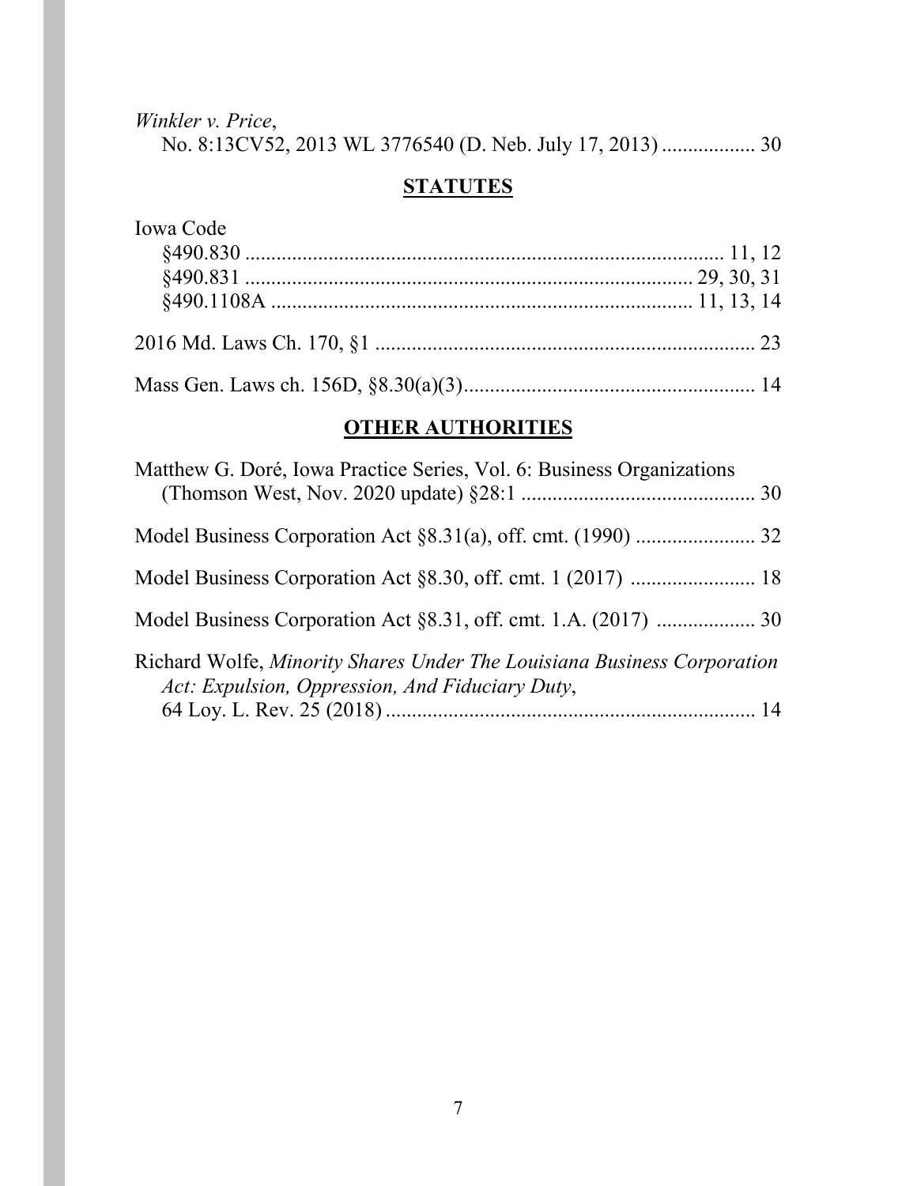*Winkler v. Price*,
No. 8:13CV52, 2013 WL 3776540 (D. Neb. July 17, 2013) .................. 30

## STATUTES

Iowa Code
§490.830 ........................................................................................ 11, 12
§490.831 ................................................................................... 29, 30, 31
§490.1108A ............................................................................... 11, 13, 14

2016 Md. Laws Ch. 170, §1 ........................................................................ 23

Mass Gen. Laws ch. 156D, §8.30(a)(3)........................................................ 14

## OTHER AUTHORITIES

Matthew G. Doré, Iowa Practice Series, Vol. 6: Business Organizations (Thomson West, Nov. 2020 update) §28:1 ............................................. 30

Model Business Corporation Act §8.31(a), off. cmt. (1990) ....................... 32

Model Business Corporation Act §8.30, off. cmt. 1 (2017) ........................ 18

Model Business Corporation Act §8.31, off. cmt. 1.A. (2017) ................... 30

Richard Wolfe, *Minority Shares Under The Louisiana Business Corporation Act: Expulsion, Oppression, And Fiduciary Duty*, 64 Loy. L. Rev. 25 (2018) ....................................................................... 14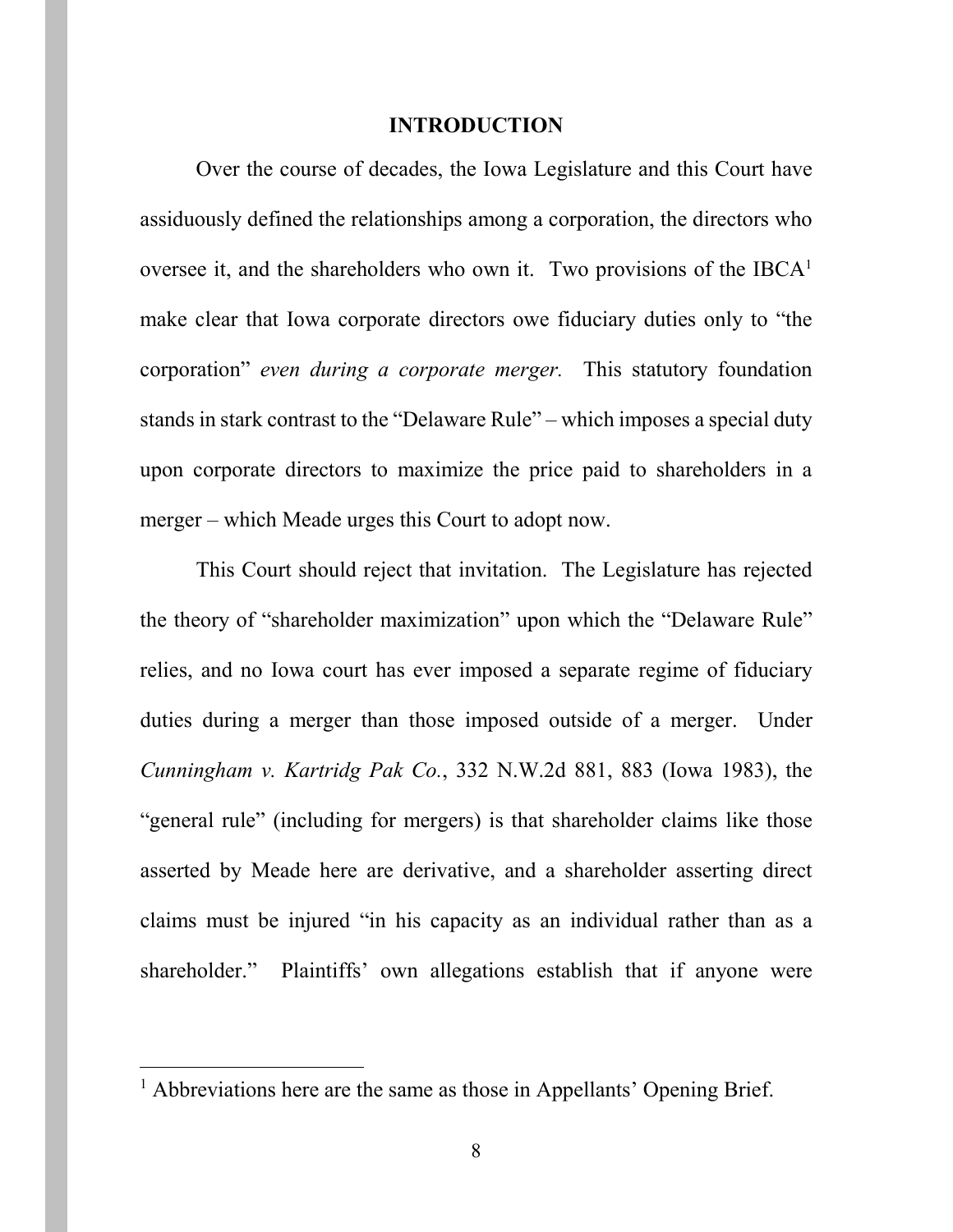# INTRODUCTION

Over the course of decades, the Iowa Legislature and this Court have assiduously defined the relationships among a corporation, the directors who oversee it, and the shareholders who own it. Two provisions of the IBCA[1] make clear that Iowa corporate directors owe fiduciary duties only to "the corporation" *even during a corporate merger.* This statutory foundation stands in stark contrast to the "Delaware Rule" – which imposes a special duty upon corporate directors to maximize the price paid to shareholders in a merger – which Meade urges this Court to adopt now.

This Court should reject that invitation. The Legislature has rejected the theory of "shareholder maximization" upon which the "Delaware Rule" relies, and no Iowa court has ever imposed a separate regime of fiduciary duties during a merger than those imposed outside of a merger. Under *Cunningham v. Kartridg Pak Co.*, 332 N.W.2d 881, 883 (Iowa 1983), the "general rule" (including for mergers) is that shareholder claims like those asserted by Meade here are derivative, and a shareholder asserting direct claims must be injured "in his capacity as an individual rather than as a shareholder." Plaintiffs' own allegations establish that if anyone were

---

[1] Abbreviations here are the same as those in Appellants' Opening Brief.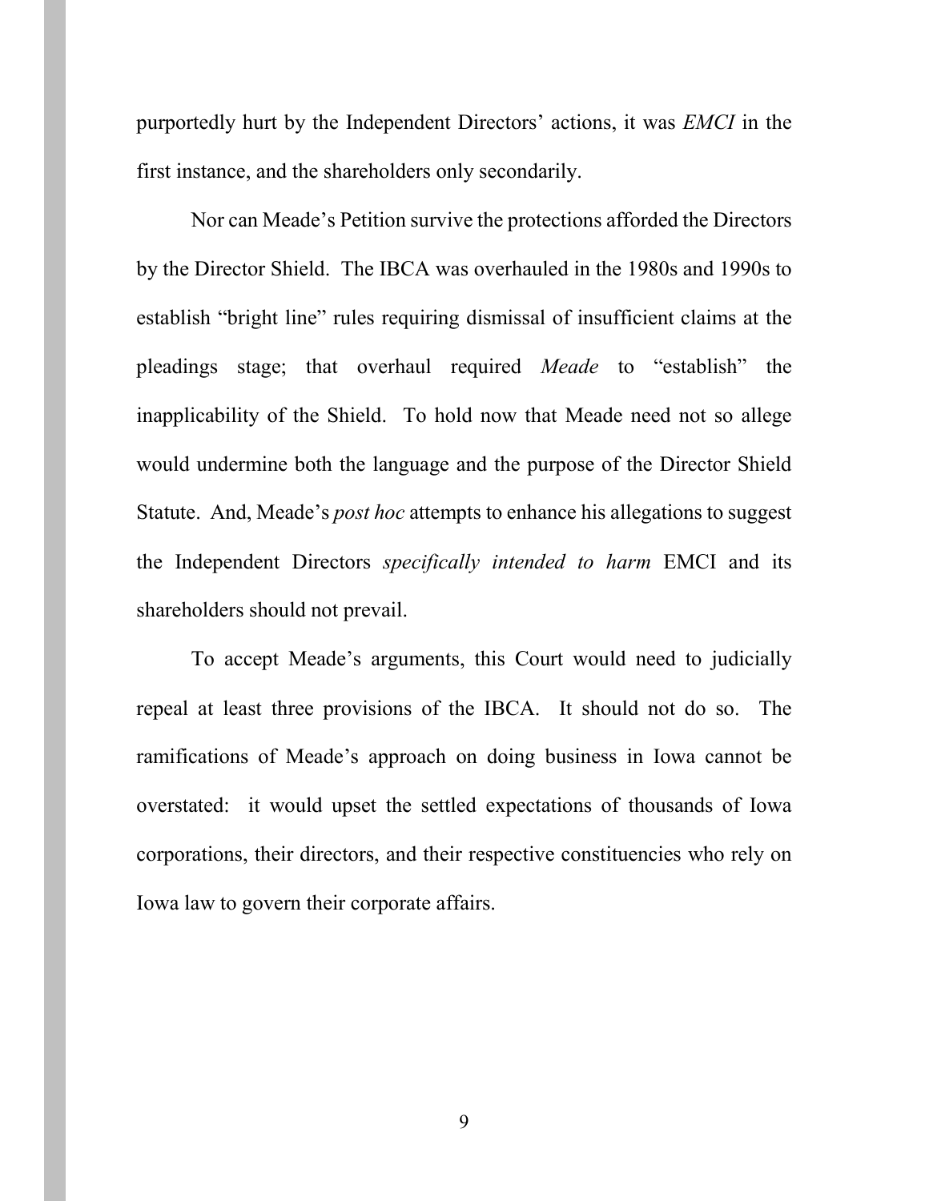purportedly hurt by the Independent Directors' actions, it was *EMCI* in the first instance, and the shareholders only secondarily.

Nor can Meade's Petition survive the protections afforded the Directors by the Director Shield. The IBCA was overhauled in the 1980s and 1990s to establish "bright line" rules requiring dismissal of insufficient claims at the pleadings stage; that overhaul required *Meade* to "establish" the inapplicability of the Shield. To hold now that Meade need not so allege would undermine both the language and the purpose of the Director Shield Statute. And, Meade's *post hoc* attempts to enhance his allegations to suggest the Independent Directors *specifically intended to harm* EMCI and its shareholders should not prevail.

To accept Meade's arguments, this Court would need to judicially repeal at least three provisions of the IBCA. It should not do so. The ramifications of Meade's approach on doing business in Iowa cannot be overstated: it would upset the settled expectations of thousands of Iowa corporations, their directors, and their respective constituencies who rely on Iowa law to govern their corporate affairs.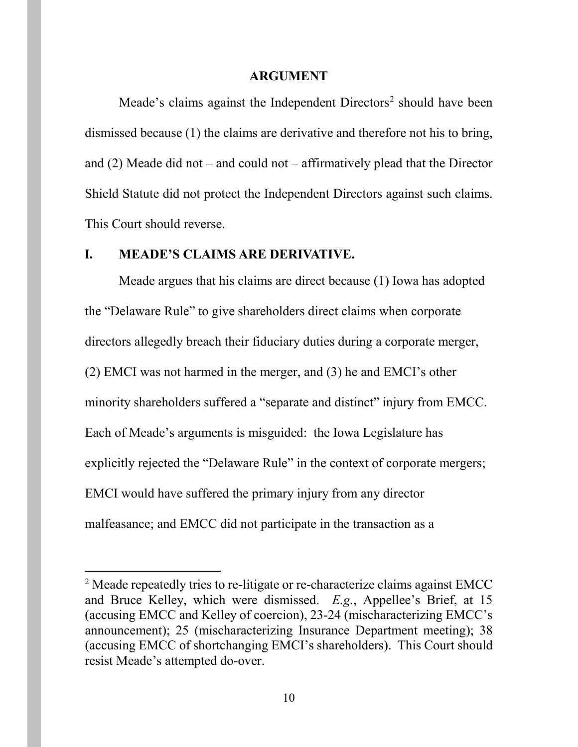## ARGUMENT

Meade's claims against the Independent Directors[2] should have been dismissed because (1) the claims are derivative and therefore not his to bring, and (2) Meade did not – and could not – affirmatively plead that the Director Shield Statute did not protect the Independent Directors against such claims. This Court should reverse.

### I. MEADE'S CLAIMS ARE DERIVATIVE.

Meade argues that his claims are direct because (1) Iowa has adopted the "Delaware Rule" to give shareholders direct claims when corporate directors allegedly breach their fiduciary duties during a corporate merger, (2) EMCI was not harmed in the merger, and (3) he and EMCI's other minority shareholders suffered a "separate and distinct" injury from EMCC. Each of Meade's arguments is misguided: the Iowa Legislature has explicitly rejected the "Delaware Rule" in the context of corporate mergers; EMCI would have suffered the primary injury from any director malfeasance; and EMCC did not participate in the transaction as a

---

[2] Meade repeatedly tries to re-litigate or re-characterize claims against EMCC and Bruce Kelley, which were dismissed. *E.g.*, Appellee's Brief, at 15 (accusing EMCC and Kelley of coercion), 23-24 (mischaracterizing EMCC's announcement); 25 (mischaracterizing Insurance Department meeting); 38 (accusing EMCC of shortchanging EMCI's shareholders). This Court should resist Meade's attempted do-over.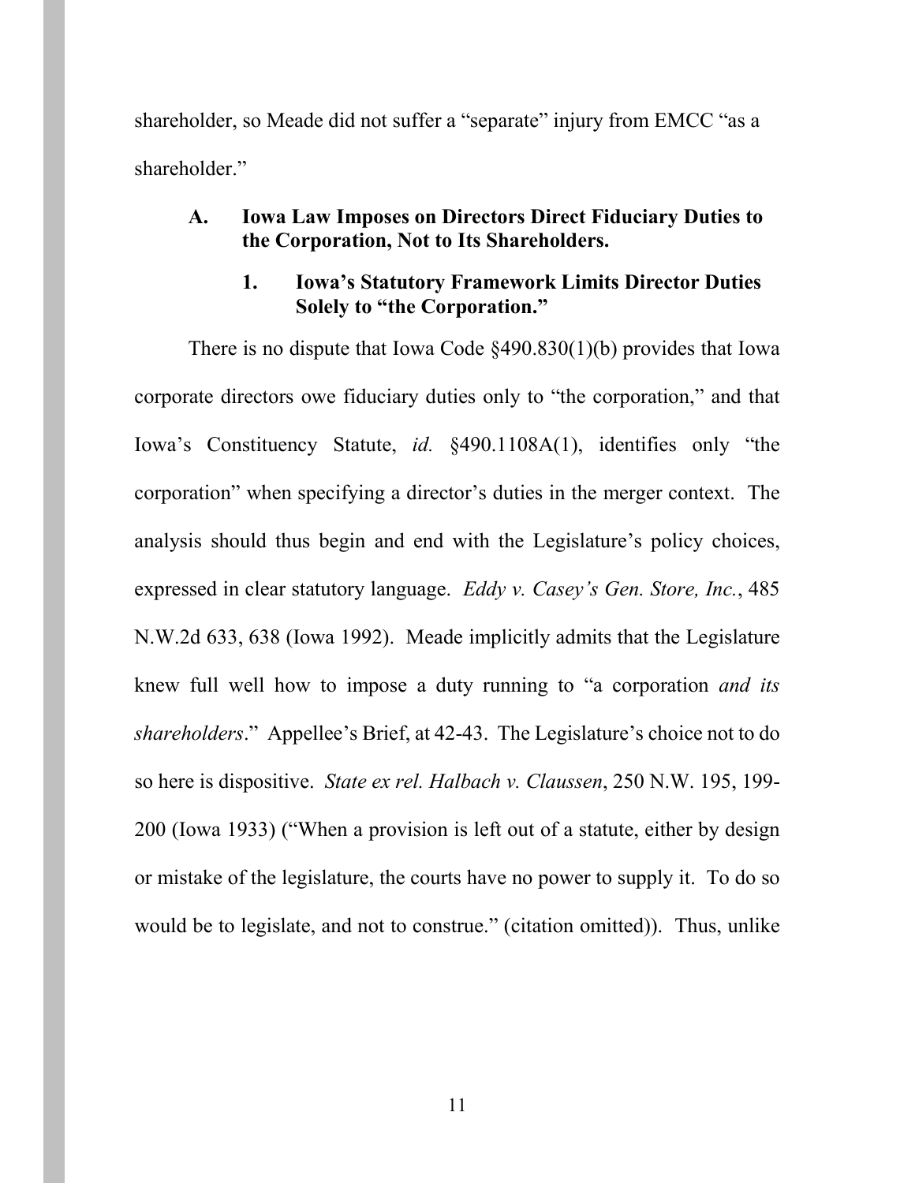shareholder, so Meade did not suffer a "separate" injury from EMCC "as a shareholder."

### A. Iowa Law Imposes on Directors Direct Fiduciary Duties to the Corporation, Not to Its Shareholders.

#### 1. Iowa's Statutory Framework Limits Director Duties Solely to "the Corporation."

There is no dispute that Iowa Code §490.830(1)(b) provides that Iowa corporate directors owe fiduciary duties only to "the corporation," and that Iowa's Constituency Statute, *id.* §490.1108A(1), identifies only "the corporation" when specifying a director's duties in the merger context. The analysis should thus begin and end with the Legislature's policy choices, expressed in clear statutory language. *Eddy v. Casey's Gen. Store, Inc.*, 485 N.W.2d 633, 638 (Iowa 1992). Meade implicitly admits that the Legislature knew full well how to impose a duty running to "a corporation *and its shareholders*." Appellee's Brief, at 42-43. The Legislature's choice not to do so here is dispositive. *State ex rel. Halbach v. Claussen*, 250 N.W. 195, 199-200 (Iowa 1933) ("When a provision is left out of a statute, either by design or mistake of the legislature, the courts have no power to supply it. To do so would be to legislate, and not to construe." (citation omitted)). Thus, unlike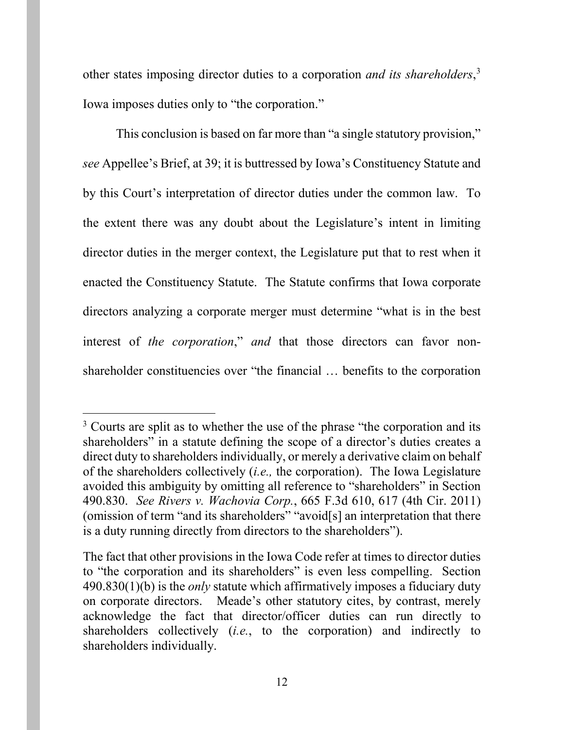other states imposing director duties to a corporation *and its shareholders*,[3] Iowa imposes duties only to "the corporation."

This conclusion is based on far more than "a single statutory provision," *see* Appellee's Brief, at 39; it is buttressed by Iowa's Constituency Statute and by this Court's interpretation of director duties under the common law. To the extent there was any doubt about the Legislature's intent in limiting director duties in the merger context, the Legislature put that to rest when it enacted the Constituency Statute. The Statute confirms that Iowa corporate directors analyzing a corporate merger must determine "what is in the best interest of *the corporation*," *and* that those directors can favor non-shareholder constituencies over "the financial … benefits to the corporation

---

[3] Courts are split as to whether the use of the phrase "the corporation and its shareholders" in a statute defining the scope of a director's duties creates a direct duty to shareholders individually, or merely a derivative claim on behalf of the shareholders collectively (*i.e.,* the corporation). The Iowa Legislature avoided this ambiguity by omitting all reference to "shareholders" in Section 490.830. *See Rivers v. Wachovia Corp.*, 665 F.3d 610, 617 (4th Cir. 2011) (omission of term "and its shareholders" "avoid[s] an interpretation that there is a duty running directly from directors to the shareholders").

The fact that other provisions in the Iowa Code refer at times to director duties to "the corporation and its shareholders" is even less compelling. Section 490.830(1)(b) is the *only* statute which affirmatively imposes a fiduciary duty on corporate directors. Meade's other statutory cites, by contrast, merely acknowledge the fact that director/officer duties can run directly to shareholders collectively (*i.e.*, to the corporation) and indirectly to shareholders individually.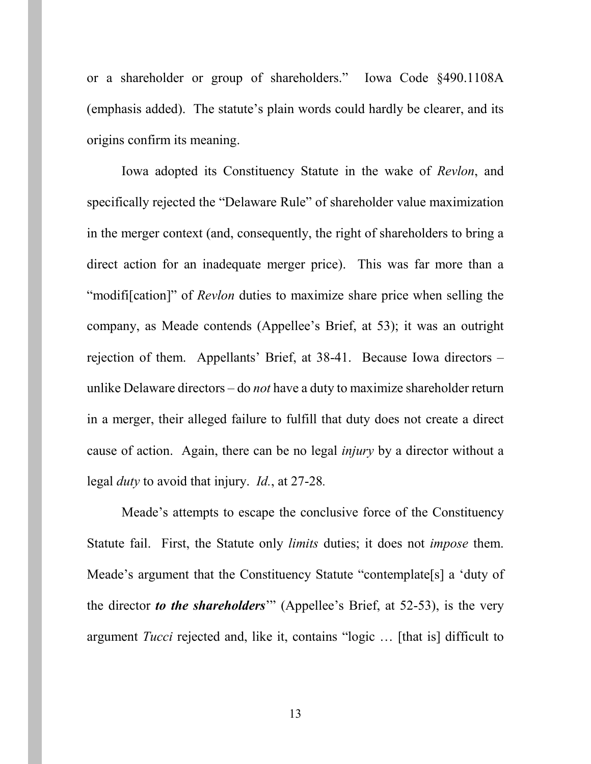or a shareholder or group of shareholders." Iowa Code §490.1108A (emphasis added). The statute's plain words could hardly be clearer, and its origins confirm its meaning.

Iowa adopted its Constituency Statute in the wake of *Revlon*, and specifically rejected the "Delaware Rule" of shareholder value maximization in the merger context (and, consequently, the right of shareholders to bring a direct action for an inadequate merger price). This was far more than a "modifi[cation]" of *Revlon* duties to maximize share price when selling the company, as Meade contends (Appellee's Brief, at 53); it was an outright rejection of them. Appellants' Brief, at 38-41. Because Iowa directors – unlike Delaware directors – do *not* have a duty to maximize shareholder return in a merger, their alleged failure to fulfill that duty does not create a direct cause of action. Again, there can be no legal *injury* by a director without a legal *duty* to avoid that injury. *Id.*, at 27-28.

Meade's attempts to escape the conclusive force of the Constituency Statute fail. First, the Statute only *limits* duties; it does not *impose* them. Meade's argument that the Constituency Statute "contemplate[s] a 'duty of the director ***to the shareholders***'" (Appellee's Brief, at 52-53), is the very argument *Tucci* rejected and, like it, contains "logic … [that is] difficult to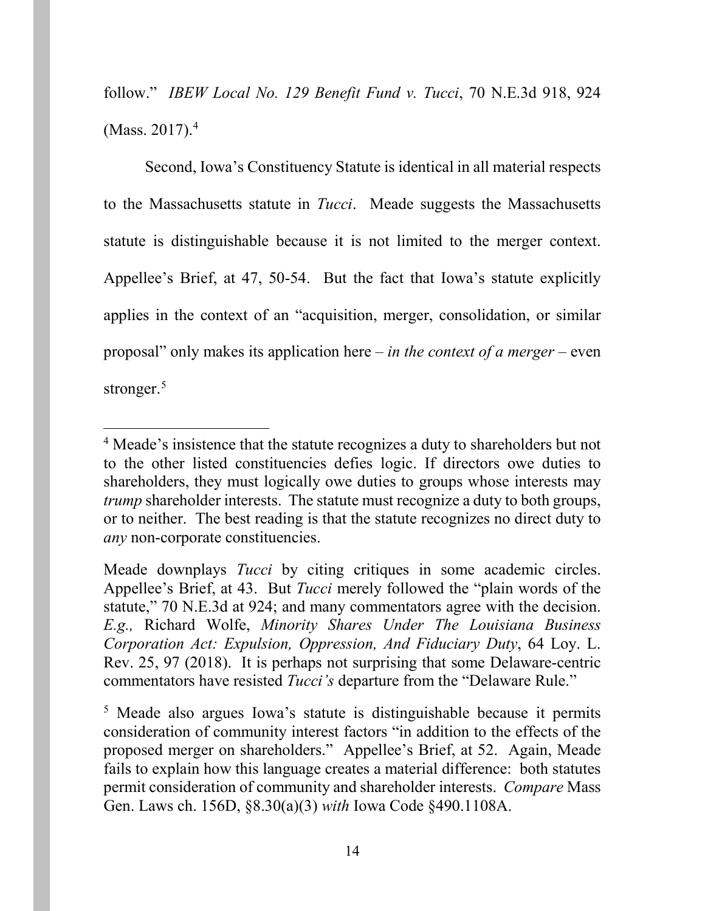follow." *IBEW Local No. 129 Benefit Fund v. Tucci*, 70 N.E.3d 918, 924 (Mass. 2017).[4]

Second, Iowa's Constituency Statute is identical in all material respects to the Massachusetts statute in *Tucci*. Meade suggests the Massachusetts statute is distinguishable because it is not limited to the merger context. Appellee's Brief, at 47, 50-54. But the fact that Iowa's statute explicitly applies in the context of an "acquisition, merger, consolidation, or similar proposal" only makes its application here – *in the context of a merger* – even stronger.[5]

---

[4] Meade's insistence that the statute recognizes a duty to shareholders but not to the other listed constituencies defies logic. If directors owe duties to shareholders, they must logically owe duties to groups whose interests may *trump* shareholder interests. The statute must recognize a duty to both groups, or to neither. The best reading is that the statute recognizes no direct duty to *any* non-corporate constituencies.

Meade downplays *Tucci* by citing critiques in some academic circles. Appellee's Brief, at 43. But *Tucci* merely followed the "plain words of the statute," 70 N.E.3d at 924; and many commentators agree with the decision. *E.g.,* Richard Wolfe, *Minority Shares Under The Louisiana Business Corporation Act: Expulsion, Oppression, And Fiduciary Duty*, 64 Loy. L. Rev. 25, 97 (2018). It is perhaps not surprising that some Delaware-centric commentators have resisted *Tucci's* departure from the "Delaware Rule."

[5] Meade also argues Iowa's statute is distinguishable because it permits consideration of community interest factors "in addition to the effects of the proposed merger on shareholders." Appellee's Brief, at 52. Again, Meade fails to explain how this language creates a material difference: both statutes permit consideration of community and shareholder interests. *Compare* Mass Gen. Laws ch. 156D, §8.30(a)(3) *with* Iowa Code §490.1108A.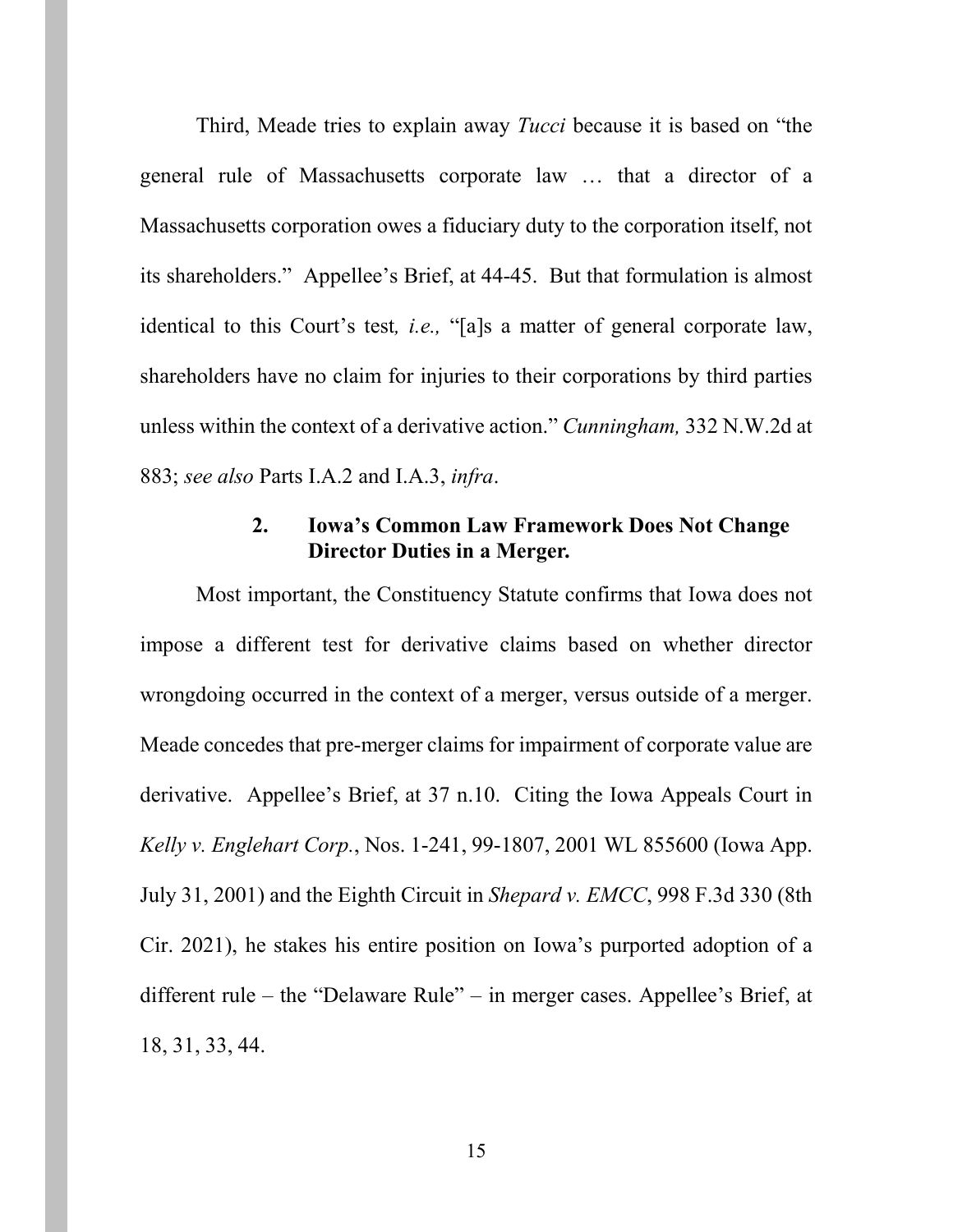Third, Meade tries to explain away *Tucci* because it is based on "the general rule of Massachusetts corporate law … that a director of a Massachusetts corporation owes a fiduciary duty to the corporation itself, not its shareholders." Appellee's Brief, at 44-45. But that formulation is almost identical to this Court's test*, i.e.,* "[a]s a matter of general corporate law, shareholders have no claim for injuries to their corporations by third parties unless within the context of a derivative action." *Cunningham,* 332 N.W.2d at 883; *see also* Parts I.A.2 and I.A.3, *infra*.

### 2. Iowa's Common Law Framework Does Not Change Director Duties in a Merger.

Most important, the Constituency Statute confirms that Iowa does not impose a different test for derivative claims based on whether director wrongdoing occurred in the context of a merger, versus outside of a merger. Meade concedes that pre-merger claims for impairment of corporate value are derivative. Appellee's Brief, at 37 n.10. Citing the Iowa Appeals Court in *Kelly v. Englehart Corp.*, Nos. 1-241, 99-1807, 2001 WL 855600 (Iowa App. July 31, 2001) and the Eighth Circuit in *Shepard v. EMCC*, 998 F.3d 330 (8th Cir. 2021), he stakes his entire position on Iowa's purported adoption of a different rule – the "Delaware Rule" – in merger cases. Appellee's Brief, at 18, 31, 33, 44.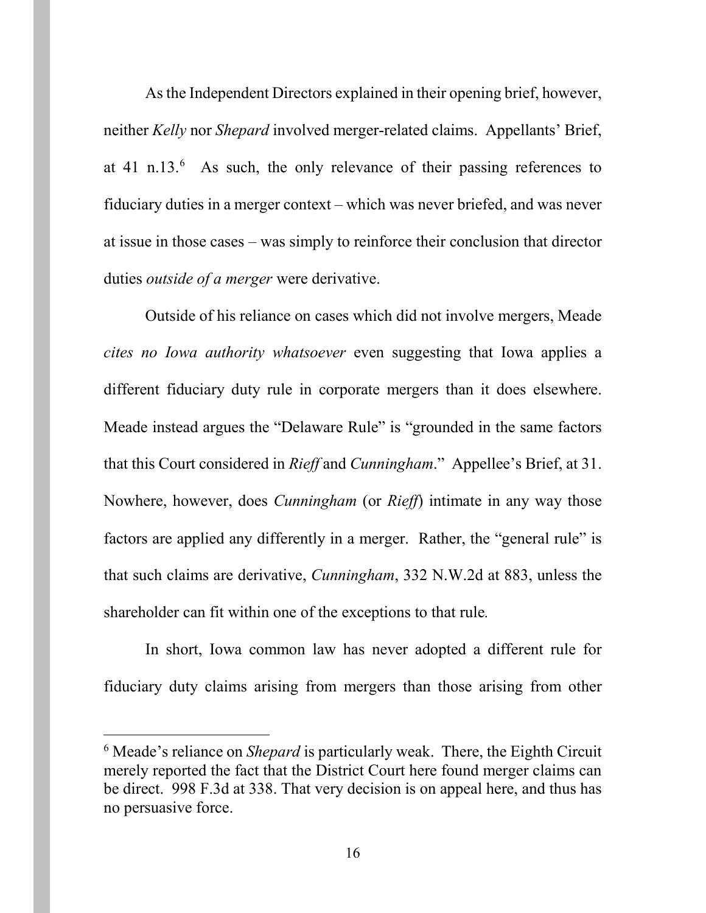As the Independent Directors explained in their opening brief, however, neither *Kelly* nor *Shepard* involved merger-related claims. Appellants' Brief, at 41 n.13.[6] As such, the only relevance of their passing references to fiduciary duties in a merger context – which was never briefed, and was never at issue in those cases – was simply to reinforce their conclusion that director duties *outside of a merger* were derivative.

Outside of his reliance on cases which did not involve mergers, Meade *cites no Iowa authority whatsoever* even suggesting that Iowa applies a different fiduciary duty rule in corporate mergers than it does elsewhere. Meade instead argues the "Delaware Rule" is "grounded in the same factors that this Court considered in *Rieff* and *Cunningham*." Appellee's Brief, at 31. Nowhere, however, does *Cunningham* (or *Rieff*) intimate in any way those factors are applied any differently in a merger. Rather, the "general rule" is that such claims are derivative, *Cunningham*, 332 N.W.2d at 883, unless the shareholder can fit within one of the exceptions to that rule.

In short, Iowa common law has never adopted a different rule for fiduciary duty claims arising from mergers than those arising from other

---

[6] Meade's reliance on *Shepard* is particularly weak. There, the Eighth Circuit merely reported the fact that the District Court here found merger claims can be direct. 998 F.3d at 338. That very decision is on appeal here, and thus has no persuasive force.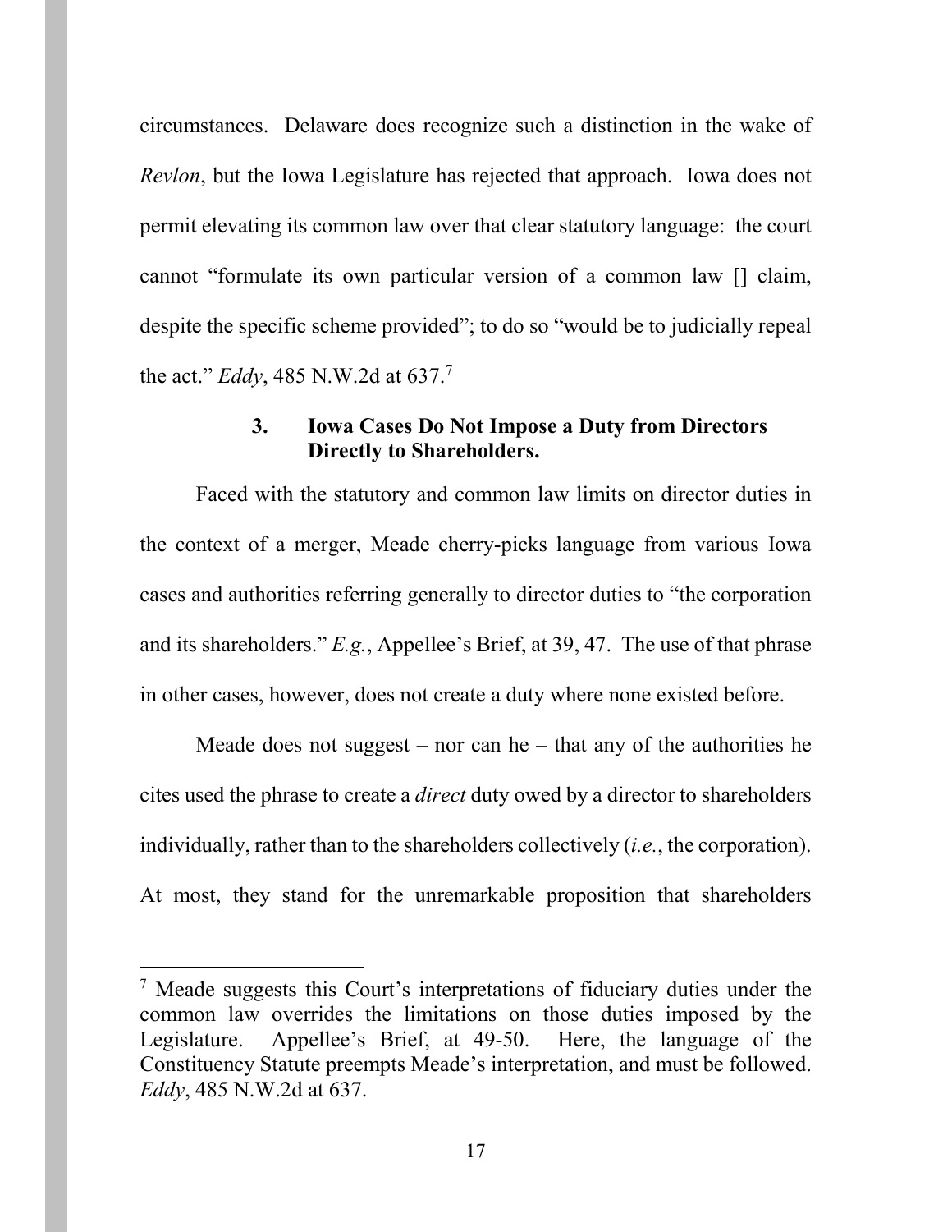circumstances. Delaware does recognize such a distinction in the wake of *Revlon*, but the Iowa Legislature has rejected that approach. Iowa does not permit elevating its common law over that clear statutory language: the court cannot "formulate its own particular version of a common law [] claim, despite the specific scheme provided"; to do so "would be to judicially repeal the act." *Eddy*, 485 N.W.2d at 637.[7]

### 3. Iowa Cases Do Not Impose a Duty from Directors Directly to Shareholders.

Faced with the statutory and common law limits on director duties in the context of a merger, Meade cherry-picks language from various Iowa cases and authorities referring generally to director duties to "the corporation and its shareholders." *E.g.*, Appellee's Brief, at 39, 47. The use of that phrase in other cases, however, does not create a duty where none existed before.

Meade does not suggest – nor can he – that any of the authorities he cites used the phrase to create a *direct* duty owed by a director to shareholders individually, rather than to the shareholders collectively (*i.e.*, the corporation). At most, they stand for the unremarkable proposition that shareholders

---

[7] Meade suggests this Court's interpretations of fiduciary duties under the common law overrides the limitations on those duties imposed by the Legislature. Appellee's Brief, at 49-50. Here, the language of the Constituency Statute preempts Meade's interpretation, and must be followed. *Eddy*, 485 N.W.2d at 637.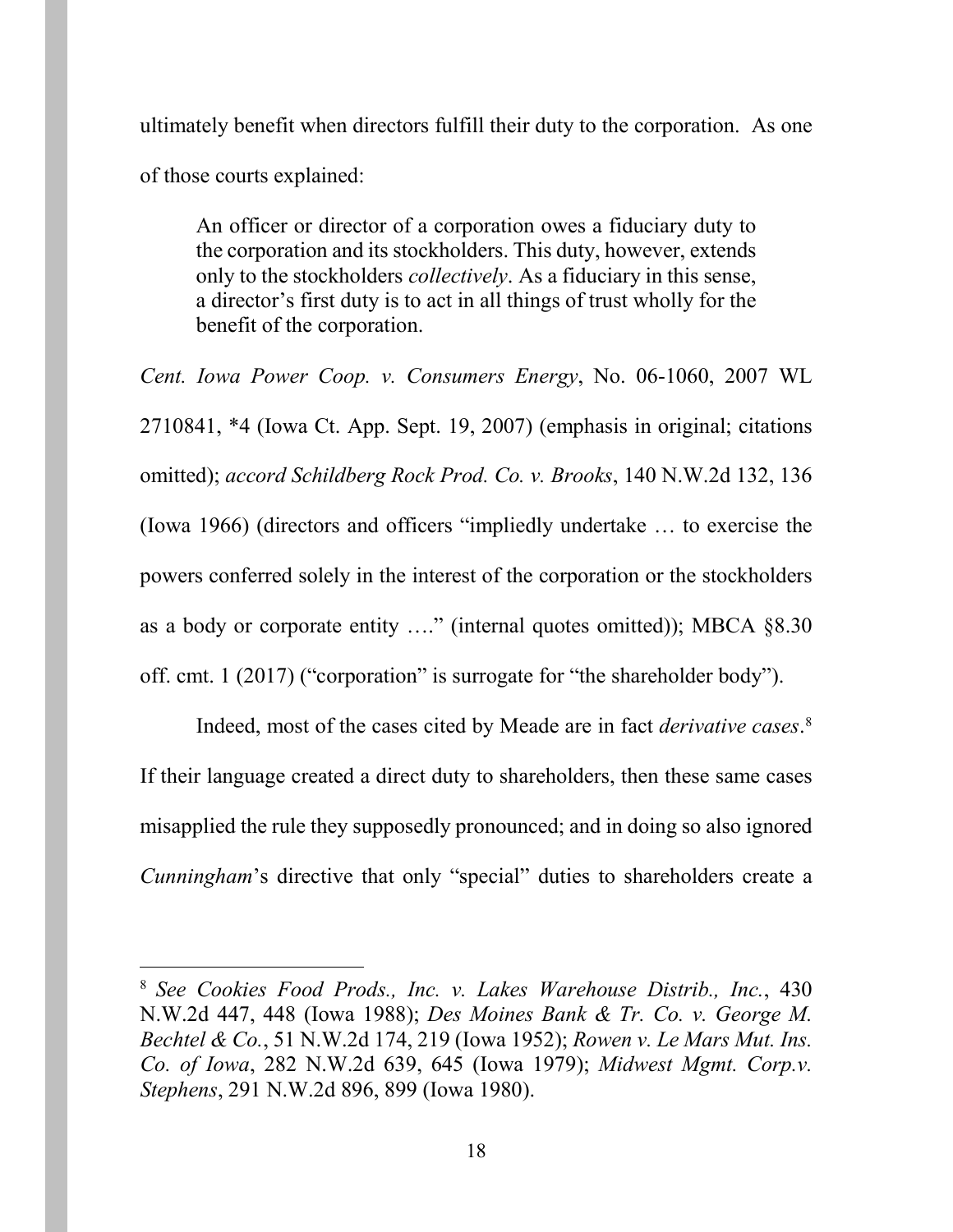ultimately benefit when directors fulfill their duty to the corporation. As one of those courts explained:

> An officer or director of a corporation owes a fiduciary duty to the corporation and its stockholders. This duty, however, extends only to the stockholders *collectively*. As a fiduciary in this sense, a director's first duty is to act in all things of trust wholly for the benefit of the corporation.

*Cent. Iowa Power Coop. v. Consumers Energy*, No. 06-1060, 2007 WL 2710841, *4 (Iowa Ct. App. Sept. 19, 2007) (emphasis in original; citations omitted); *accord Schildberg Rock Prod. Co. v. Brooks*, 140 N.W.2d 132, 136 (Iowa 1966) (directors and officers "impliedly undertake … to exercise the powers conferred solely in the interest of the corporation or the stockholders as a body or corporate entity …." (internal quotes omitted)); MBCA §8.30 off. cmt. 1 (2017) ("corporation" is surrogate for "the shareholder body").

Indeed, most of the cases cited by Meade are in fact *derivative cases*.[8] If their language created a direct duty to shareholders, then these same cases misapplied the rule they supposedly pronounced; and in doing so also ignored *Cunningham*'s directive that only "special" duties to shareholders create a

---

[8] *See Cookies Food Prods., Inc. v. Lakes Warehouse Distrib., Inc.*, 430 N.W.2d 447, 448 (Iowa 1988); *Des Moines Bank & Tr. Co. v. George M. Bechtel & Co.*, 51 N.W.2d 174, 219 (Iowa 1952); *Rowen v. Le Mars Mut. Ins. Co. of Iowa*, 282 N.W.2d 639, 645 (Iowa 1979); *Midwest Mgmt. Corp.v. Stephens*, 291 N.W.2d 896, 899 (Iowa 1980).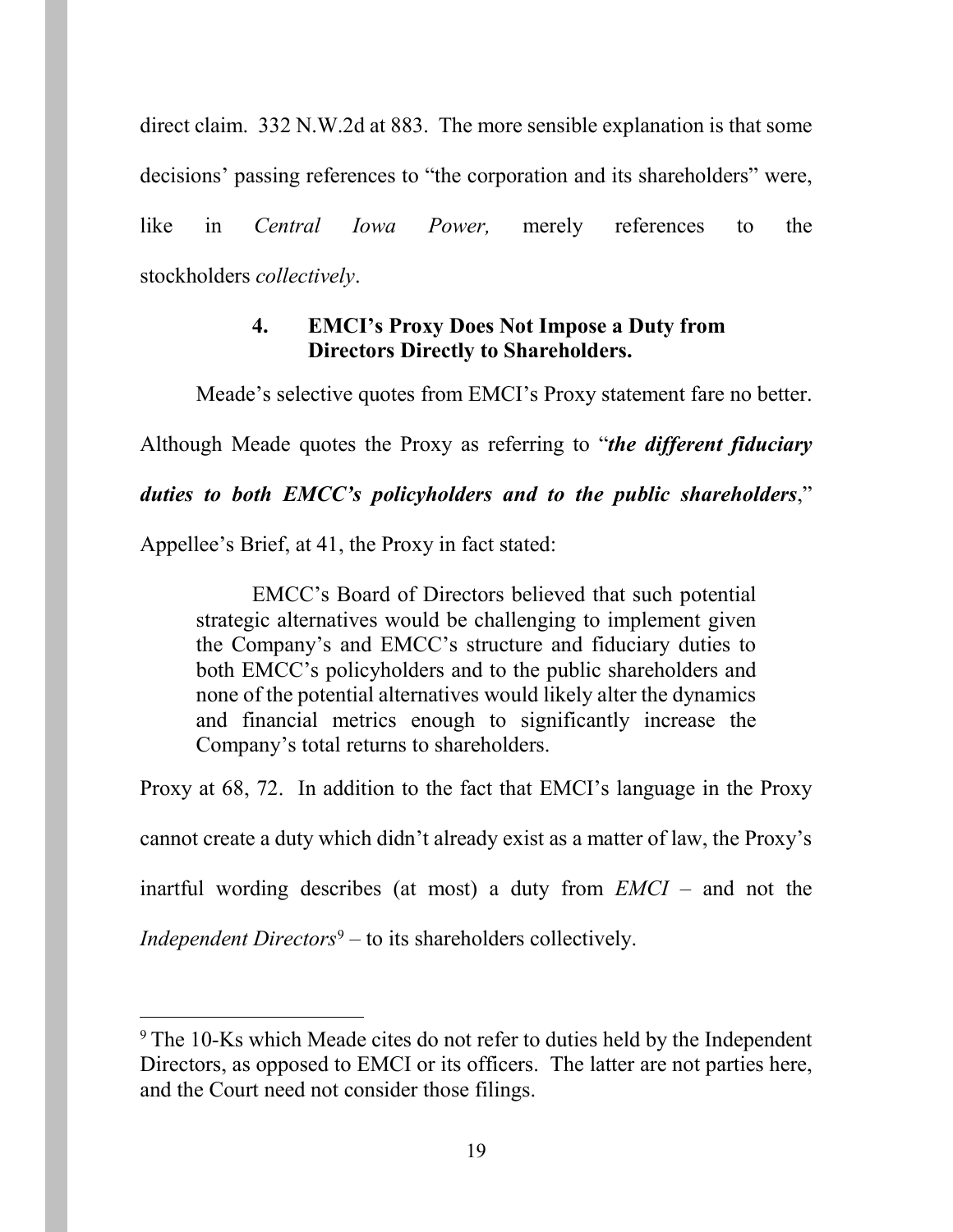direct claim. 332 N.W.2d at 883. The more sensible explanation is that some decisions' passing references to "the corporation and its shareholders" were, like in *Central Iowa Power,* merely references to the stockholders *collectively*.

#### 4. EMCI's Proxy Does Not Impose a Duty from Directors Directly to Shareholders.

Meade's selective quotes from EMCI's Proxy statement fare no better. Although Meade quotes the Proxy as referring to "***the different fiduciary duties to both EMCC's policyholders and to the public shareholders***," Appellee's Brief, at 41, the Proxy in fact stated:

> EMCC's Board of Directors believed that such potential strategic alternatives would be challenging to implement given the Company's and EMCC's structure and fiduciary duties to both EMCC's policyholders and to the public shareholders and none of the potential alternatives would likely alter the dynamics and financial metrics enough to significantly increase the Company's total returns to shareholders.

Proxy at 68, 72. In addition to the fact that EMCI's language in the Proxy cannot create a duty which didn't already exist as a matter of law, the Proxy's inartful wording describes (at most) a duty from *EMCI* – and not the *Independent Directors*[9] – to its shareholders collectively.

---

[9] The 10-Ks which Meade cites do not refer to duties held by the Independent Directors, as opposed to EMCI or its officers. The latter are not parties here, and the Court need not consider those filings.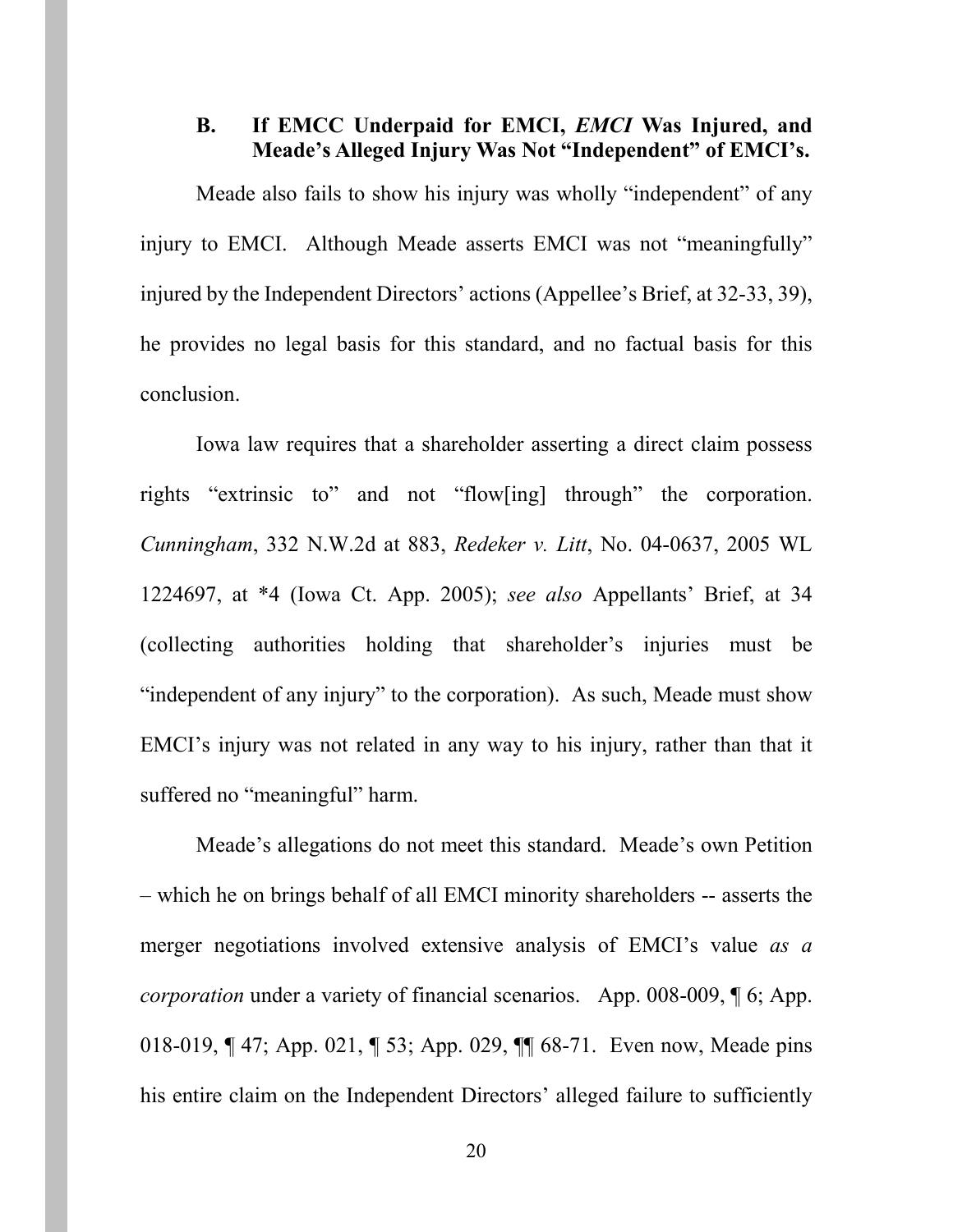### B. If EMCC Underpaid for EMCI, *EMCI* Was Injured, and Meade's Alleged Injury Was Not "Independent" of EMCI's.

Meade also fails to show his injury was wholly "independent" of any injury to EMCI. Although Meade asserts EMCI was not "meaningfully" injured by the Independent Directors' actions (Appellee's Brief, at 32-33, 39), he provides no legal basis for this standard, and no factual basis for this conclusion.

Iowa law requires that a shareholder asserting a direct claim possess rights "extrinsic to" and not "flow[ing] through" the corporation. *Cunningham*, 332 N.W.2d at 883, *Redeker v. Litt*, No. 04-0637, 2005 WL 1224697, at *4 (Iowa Ct. App. 2005); *see also* Appellants' Brief, at 34 (collecting authorities holding that shareholder's injuries must be "independent of any injury" to the corporation). As such, Meade must show EMCI's injury was not related in any way to his injury, rather than that it suffered no "meaningful" harm.

Meade's allegations do not meet this standard. Meade's own Petition – which he on brings behalf of all EMCI minority shareholders -- asserts the merger negotiations involved extensive analysis of EMCI's value *as a corporation* under a variety of financial scenarios. App. 008-009, ¶ 6; App. 018-019, ¶ 47; App. 021, ¶ 53; App. 029, ¶¶ 68-71. Even now, Meade pins his entire claim on the Independent Directors' alleged failure to sufficiently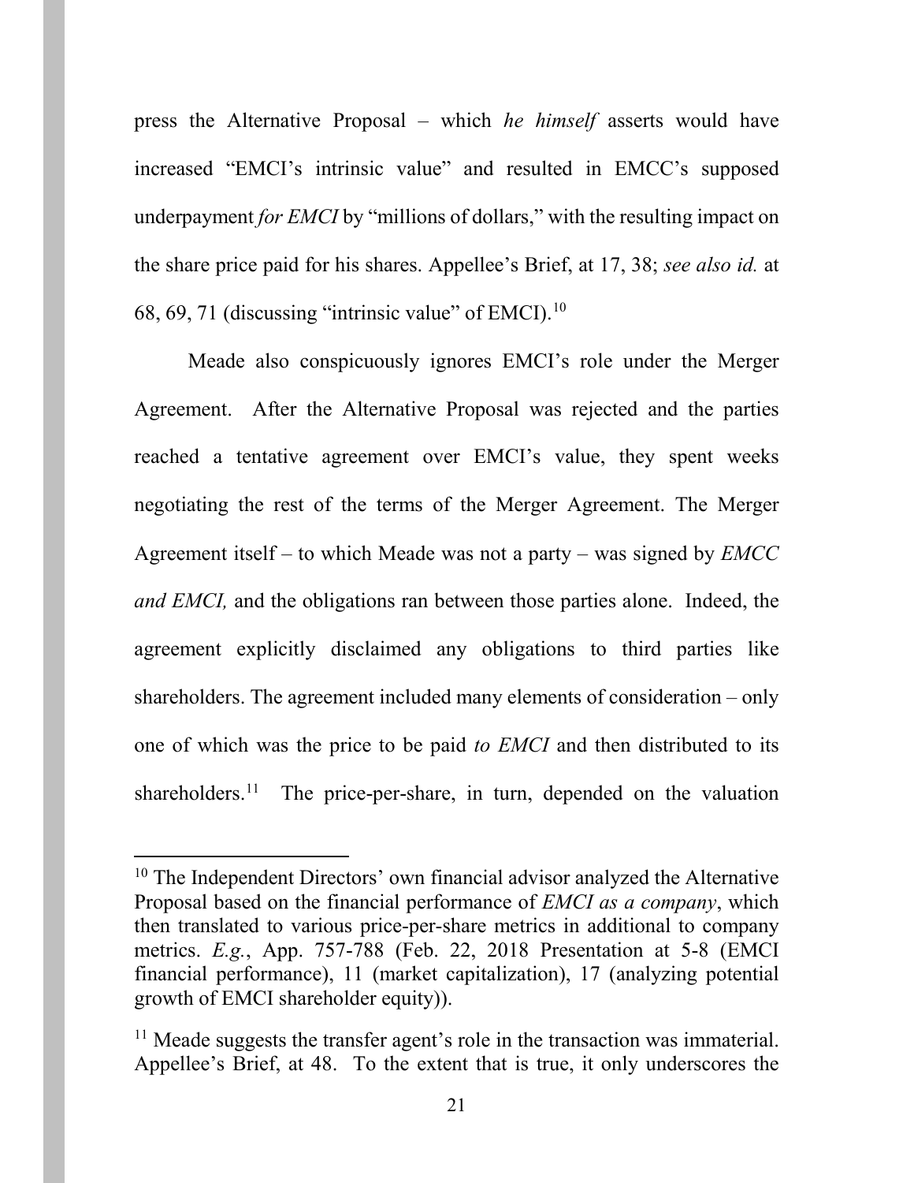press the Alternative Proposal – which *he himself* asserts would have increased "EMCI's intrinsic value" and resulted in EMCC's supposed underpayment *for EMCI* by "millions of dollars," with the resulting impact on the share price paid for his shares. Appellee's Brief, at 17, 38; *see also id.* at 68, 69, 71 (discussing "intrinsic value" of EMCI).[10]

Meade also conspicuously ignores EMCI's role under the Merger Agreement. After the Alternative Proposal was rejected and the parties reached a tentative agreement over EMCI's value, they spent weeks negotiating the rest of the terms of the Merger Agreement. The Merger Agreement itself – to which Meade was not a party – was signed by *EMCC and EMCI,* and the obligations ran between those parties alone. Indeed, the agreement explicitly disclaimed any obligations to third parties like shareholders. The agreement included many elements of consideration – only one of which was the price to be paid *to EMCI* and then distributed to its shareholders.[11] The price-per-share, in turn, depended on the valuation

---

[10] The Independent Directors' own financial advisor analyzed the Alternative Proposal based on the financial performance of *EMCI as a company*, which then translated to various price-per-share metrics in additional to company metrics. *E.g.*, App. 757-788 (Feb. 22, 2018 Presentation at 5-8 (EMCI financial performance), 11 (market capitalization), 17 (analyzing potential growth of EMCI shareholder equity)).

[11] Meade suggests the transfer agent's role in the transaction was immaterial. Appellee's Brief, at 48. To the extent that is true, it only underscores the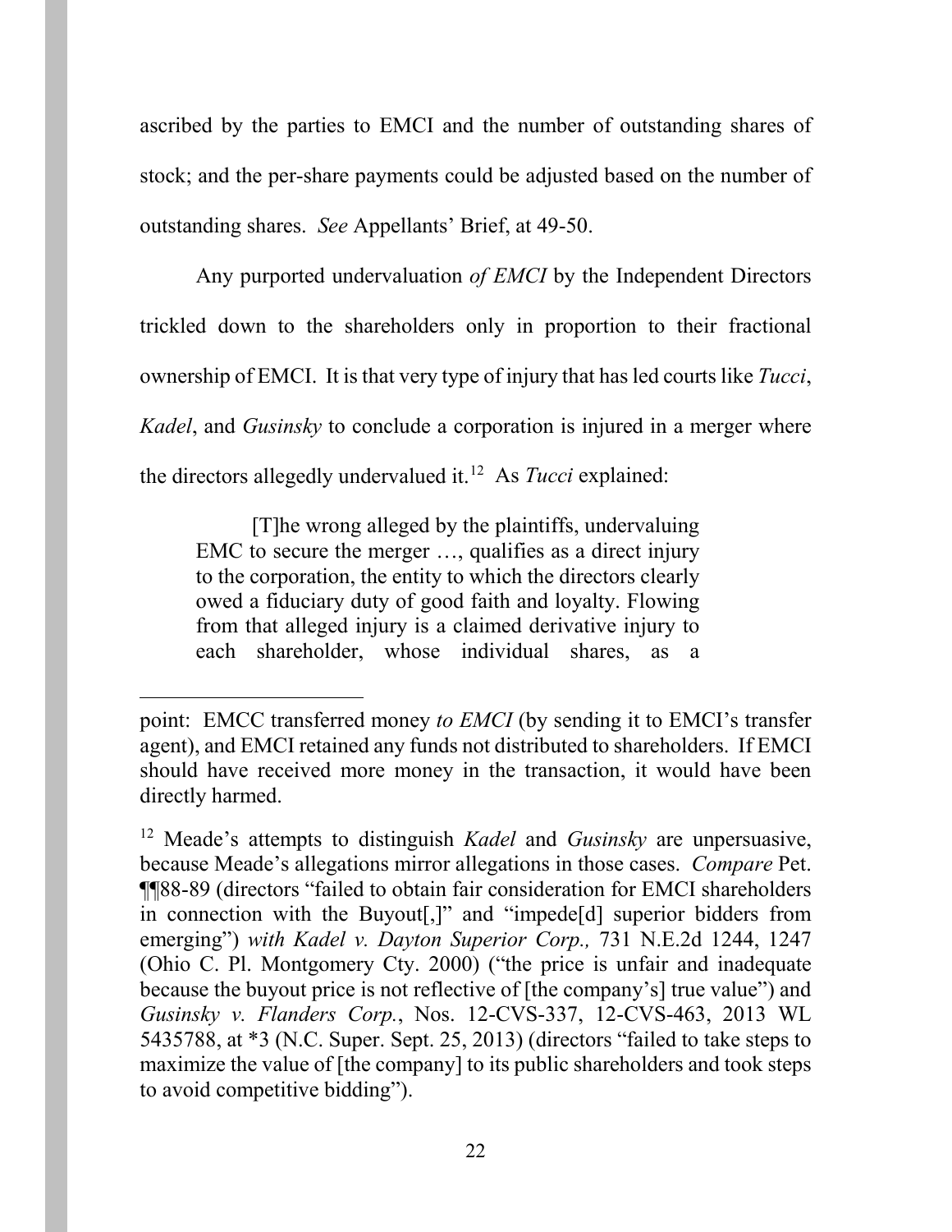ascribed by the parties to EMCI and the number of outstanding shares of stock; and the per-share payments could be adjusted based on the number of outstanding shares. *See* Appellants' Brief, at 49-50.

Any purported undervaluation *of EMCI* by the Independent Directors trickled down to the shareholders only in proportion to their fractional ownership of EMCI. It is that very type of injury that has led courts like *Tucci*, *Kadel*, and *Gusinsky* to conclude a corporation is injured in a merger where the directors allegedly undervalued it.[12] As *Tucci* explained:

> [T]he wrong alleged by the plaintiffs, undervaluing EMC to secure the merger …, qualifies as a direct injury to the corporation, the entity to which the directors clearly owed a fiduciary duty of good faith and loyalty. Flowing from that alleged injury is a claimed derivative injury to each shareholder, whose individual shares, as a

---

point: EMCC transferred money *to EMCI* (by sending it to EMCI's transfer agent), and EMCI retained any funds not distributed to shareholders. If EMCI should have received more money in the transaction, it would have been directly harmed.

[12] Meade's attempts to distinguish *Kadel* and *Gusinsky* are unpersuasive, because Meade's allegations mirror allegations in those cases. *Compare* Pet. ¶¶88-89 (directors "failed to obtain fair consideration for EMCI shareholders in connection with the Buyout[,]" and "impede[d] superior bidders from emerging") *with Kadel v. Dayton Superior Corp.,* 731 N.E.2d 1244, 1247 (Ohio C. Pl. Montgomery Cty. 2000) ("the price is unfair and inadequate because the buyout price is not reflective of [the company's] true value") and *Gusinsky v. Flanders Corp.*, Nos. 12-CVS-337, 12-CVS-463, 2013 WL 5435788, at *3 (N.C. Super. Sept. 25, 2013) (directors "failed to take steps to maximize the value of [the company] to its public shareholders and took steps to avoid competitive bidding").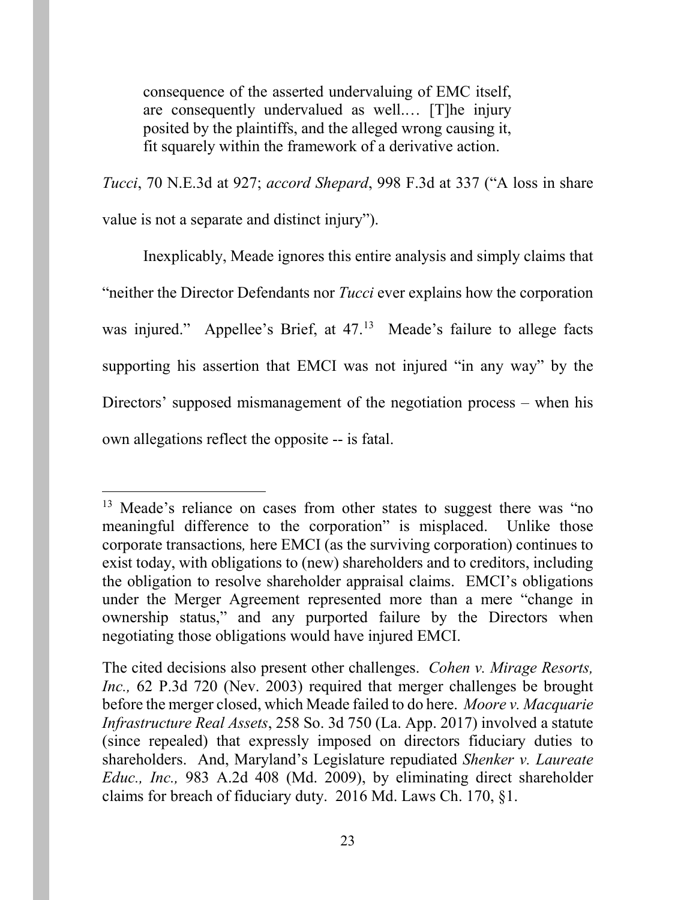> consequence of the asserted undervaluing of EMC itself, are consequently undervalued as well.… [T]he injury posited by the plaintiffs, and the alleged wrong causing it, fit squarely within the framework of a derivative action.

*Tucci*, 70 N.E.3d at 927; *accord Shepard*, 998 F.3d at 337 ("A loss in share value is not a separate and distinct injury").

Inexplicably, Meade ignores this entire analysis and simply claims that "neither the Director Defendants nor *Tucci* ever explains how the corporation was injured." Appellee's Brief, at 47.[13] Meade's failure to allege facts supporting his assertion that EMCI was not injured "in any way" by the Directors' supposed mismanagement of the negotiation process – when his own allegations reflect the opposite -- is fatal.

---

[13] Meade's reliance on cases from other states to suggest there was "no meaningful difference to the corporation" is misplaced. Unlike those corporate transactions, here EMCI (as the surviving corporation) continues to exist today, with obligations to (new) shareholders and to creditors, including the obligation to resolve shareholder appraisal claims. EMCI's obligations under the Merger Agreement represented more than a mere "change in ownership status," and any purported failure by the Directors when negotiating those obligations would have injured EMCI.

The cited decisions also present other challenges. *Cohen v. Mirage Resorts, Inc.,* 62 P.3d 720 (Nev. 2003) required that merger challenges be brought before the merger closed, which Meade failed to do here. *Moore v. Macquarie Infrastructure Real Assets*, 258 So. 3d 750 (La. App. 2017) involved a statute (since repealed) that expressly imposed on directors fiduciary duties to shareholders. And, Maryland's Legislature repudiated *Shenker v. Laureate Educ., Inc.,* 983 A.2d 408 (Md. 2009), by eliminating direct shareholder claims for breach of fiduciary duty. 2016 Md. Laws Ch. 170, §1.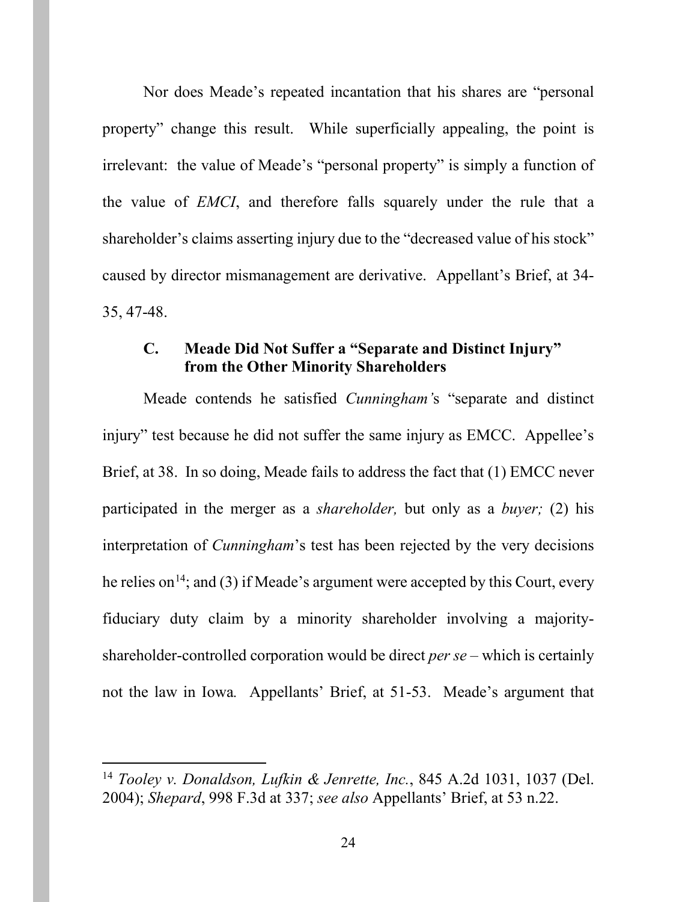Nor does Meade's repeated incantation that his shares are "personal property" change this result. While superficially appealing, the point is irrelevant: the value of Meade's "personal property" is simply a function of the value of *EMCI*, and therefore falls squarely under the rule that a shareholder's claims asserting injury due to the "decreased value of his stock" caused by director mismanagement are derivative. Appellant's Brief, at 34-35, 47-48.

### C. Meade Did Not Suffer a "Separate and Distinct Injury" from the Other Minority Shareholders

Meade contends he satisfied *Cunningham'*s "separate and distinct injury" test because he did not suffer the same injury as EMCC. Appellee's Brief, at 38. In so doing, Meade fails to address the fact that (1) EMCC never participated in the merger as a *shareholder,* but only as a *buyer;* (2) his interpretation of *Cunningham*'s test has been rejected by the very decisions he relies on[14]; and (3) if Meade's argument were accepted by this Court, every fiduciary duty claim by a minority shareholder involving a majority-shareholder-controlled corporation would be direct *per se* – which is certainly not the law in Iowa. Appellants' Brief, at 51-53. Meade's argument that

[14] *Tooley v. Donaldson, Lufkin & Jenrette, Inc.*, 845 A.2d 1031, 1037 (Del. 2004); *Shepard*, 998 F.3d at 337; *see also* Appellants' Brief, at 53 n.22.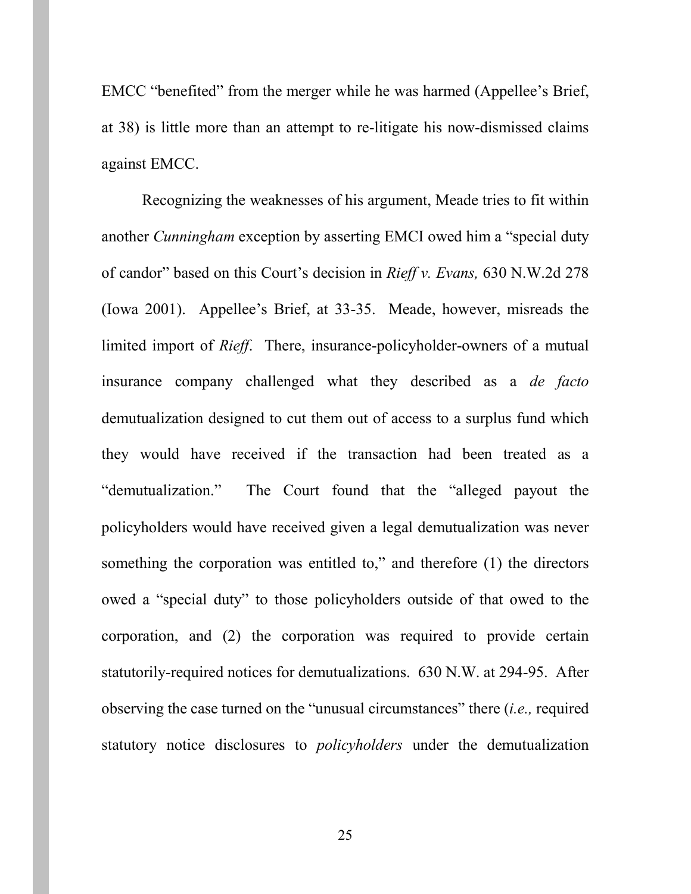EMCC "benefited" from the merger while he was harmed (Appellee's Brief, at 38) is little more than an attempt to re-litigate his now-dismissed claims against EMCC.

Recognizing the weaknesses of his argument, Meade tries to fit within another *Cunningham* exception by asserting EMCI owed him a "special duty of candor" based on this Court's decision in *Rieff v. Evans,* 630 N.W.2d 278 (Iowa 2001). Appellee's Brief, at 33-35. Meade, however, misreads the limited import of *Rieff*. There, insurance-policyholder-owners of a mutual insurance company challenged what they described as a *de facto* demutualization designed to cut them out of access to a surplus fund which they would have received if the transaction had been treated as a "demutualization." The Court found that the "alleged payout the policyholders would have received given a legal demutualization was never something the corporation was entitled to," and therefore (1) the directors owed a "special duty" to those policyholders outside of that owed to the corporation, and (2) the corporation was required to provide certain statutorily-required notices for demutualizations. 630 N.W. at 294-95. After observing the case turned on the "unusual circumstances" there (*i.e.,* required statutory notice disclosures to *policyholders* under the demutualization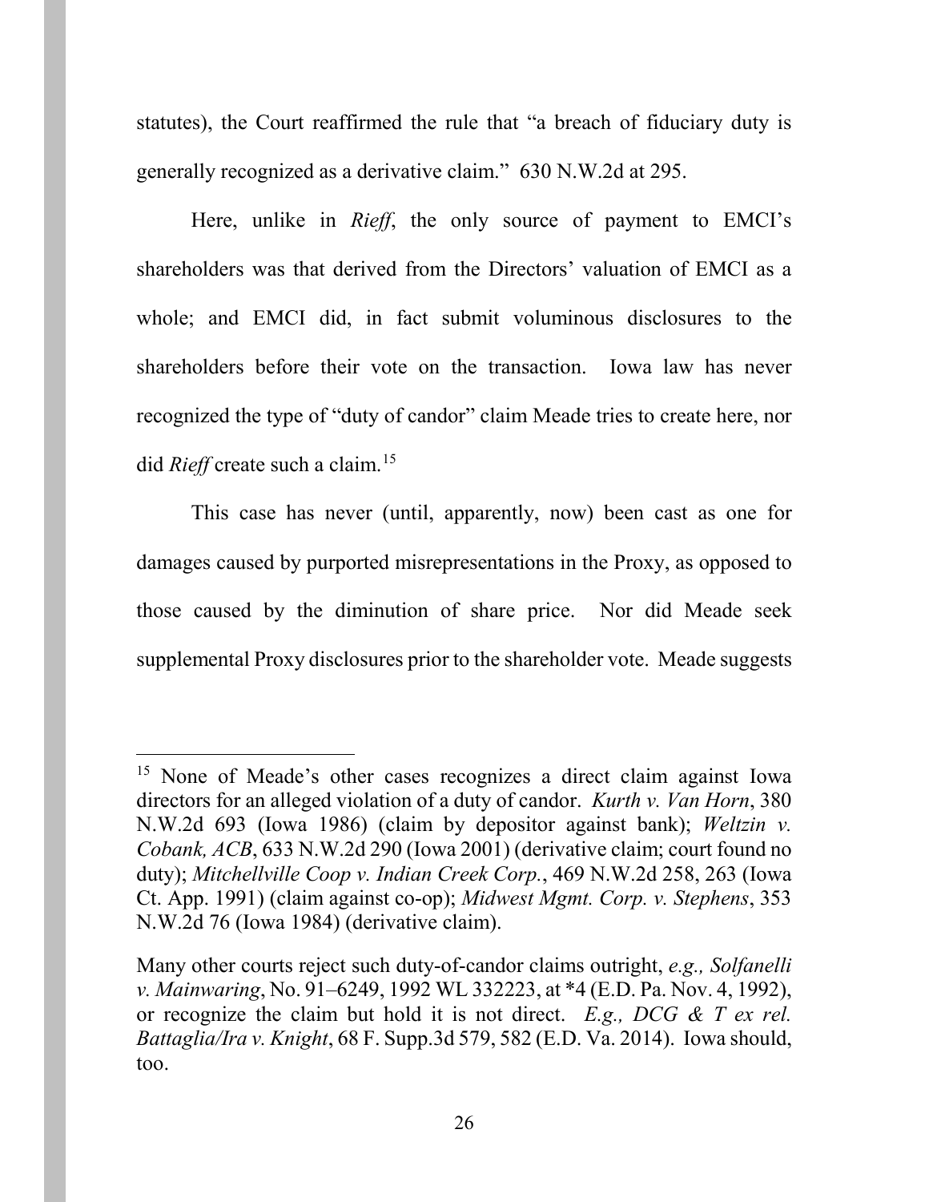statutes), the Court reaffirmed the rule that "a breach of fiduciary duty is generally recognized as a derivative claim." 630 N.W.2d at 295.

Here, unlike in *Rieff*, the only source of payment to EMCI's shareholders was that derived from the Directors' valuation of EMCI as a whole; and EMCI did, in fact submit voluminous disclosures to the shareholders before their vote on the transaction. Iowa law has never recognized the type of "duty of candor" claim Meade tries to create here, nor did *Rieff* create such a claim.[15]

This case has never (until, apparently, now) been cast as one for damages caused by purported misrepresentations in the Proxy, as opposed to those caused by the diminution of share price. Nor did Meade seek supplemental Proxy disclosures prior to the shareholder vote. Meade suggests

---

[15] None of Meade's other cases recognizes a direct claim against Iowa directors for an alleged violation of a duty of candor. *Kurth v. Van Horn*, 380 N.W.2d 693 (Iowa 1986) (claim by depositor against bank); *Weltzin v. Cobank, ACB*, 633 N.W.2d 290 (Iowa 2001) (derivative claim; court found no duty); *Mitchellville Coop v. Indian Creek Corp.*, 469 N.W.2d 258, 263 (Iowa Ct. App. 1991) (claim against co-op); *Midwest Mgmt. Corp. v. Stephens*, 353 N.W.2d 76 (Iowa 1984) (derivative claim).

Many other courts reject such duty-of-candor claims outright, *e.g., Solfanelli v. Mainwaring*, No. 91–6249, 1992 WL 332223, at *4 (E.D. Pa. Nov. 4, 1992), or recognize the claim but hold it is not direct. *E.g., DCG & T ex rel. Battaglia/Ira v. Knight*, 68 F. Supp.3d 579, 582 (E.D. Va. 2014). Iowa should, too.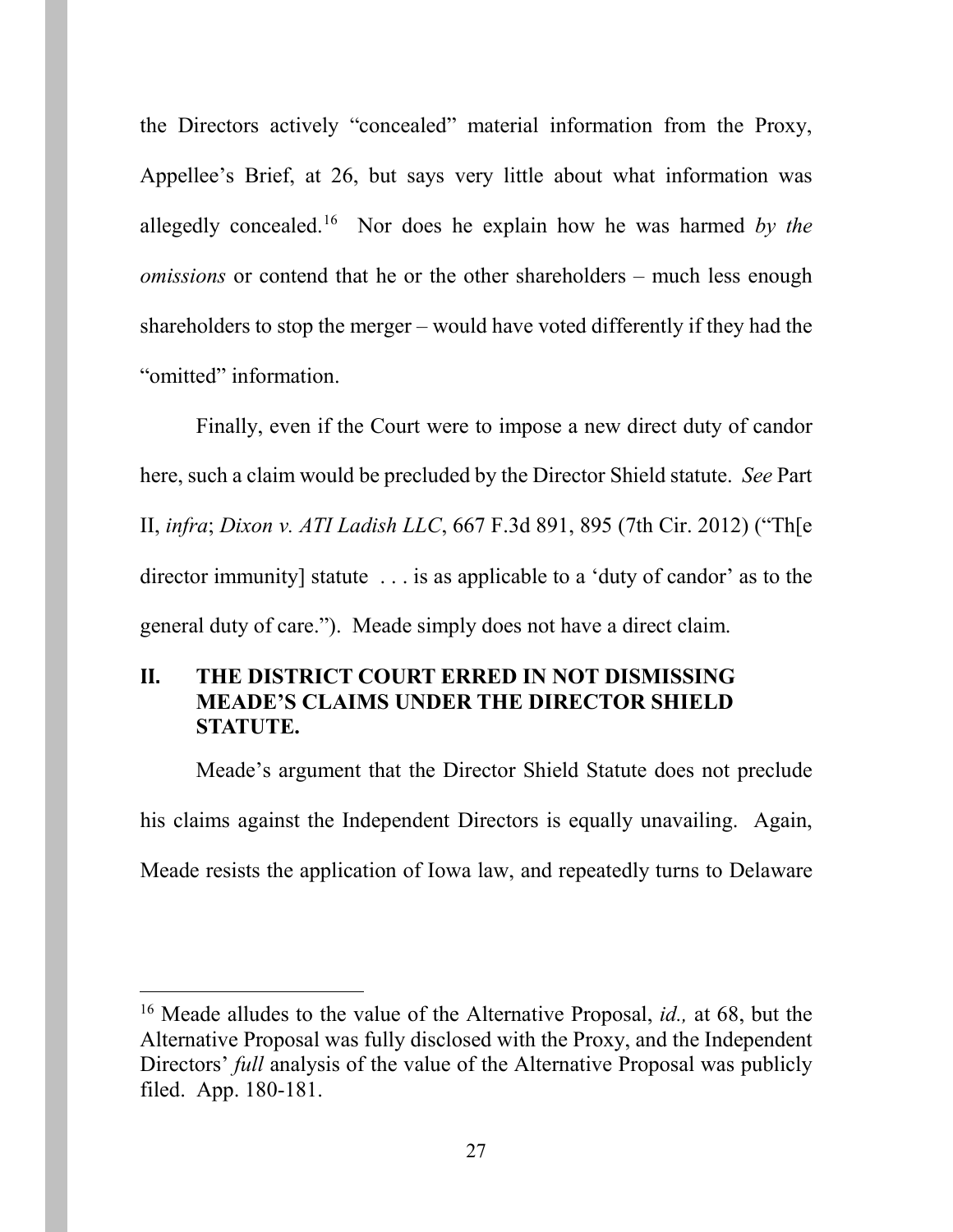the Directors actively "concealed" material information from the Proxy, Appellee's Brief, at 26, but says very little about what information was allegedly concealed.[16] Nor does he explain how he was harmed *by the omissions* or contend that he or the other shareholders – much less enough shareholders to stop the merger – would have voted differently if they had the "omitted" information.

Finally, even if the Court were to impose a new direct duty of candor here, such a claim would be precluded by the Director Shield statute. *See* Part II, *infra*; *Dixon v. ATI Ladish LLC*, 667 F.3d 891, 895 (7th Cir. 2012) ("Th[e director immunity] statute . . . is as applicable to a 'duty of candor' as to the general duty of care."). Meade simply does not have a direct claim.

## II. THE DISTRICT COURT ERRED IN NOT DISMISSING MEADE'S CLAIMS UNDER THE DIRECTOR SHIELD STATUTE.

Meade's argument that the Director Shield Statute does not preclude his claims against the Independent Directors is equally unavailing. Again, Meade resists the application of Iowa law, and repeatedly turns to Delaware

---

[16] Meade alludes to the value of the Alternative Proposal, *id.,* at 68, but the Alternative Proposal was fully disclosed with the Proxy, and the Independent Directors' *full* analysis of the value of the Alternative Proposal was publicly filed. App. 180-181.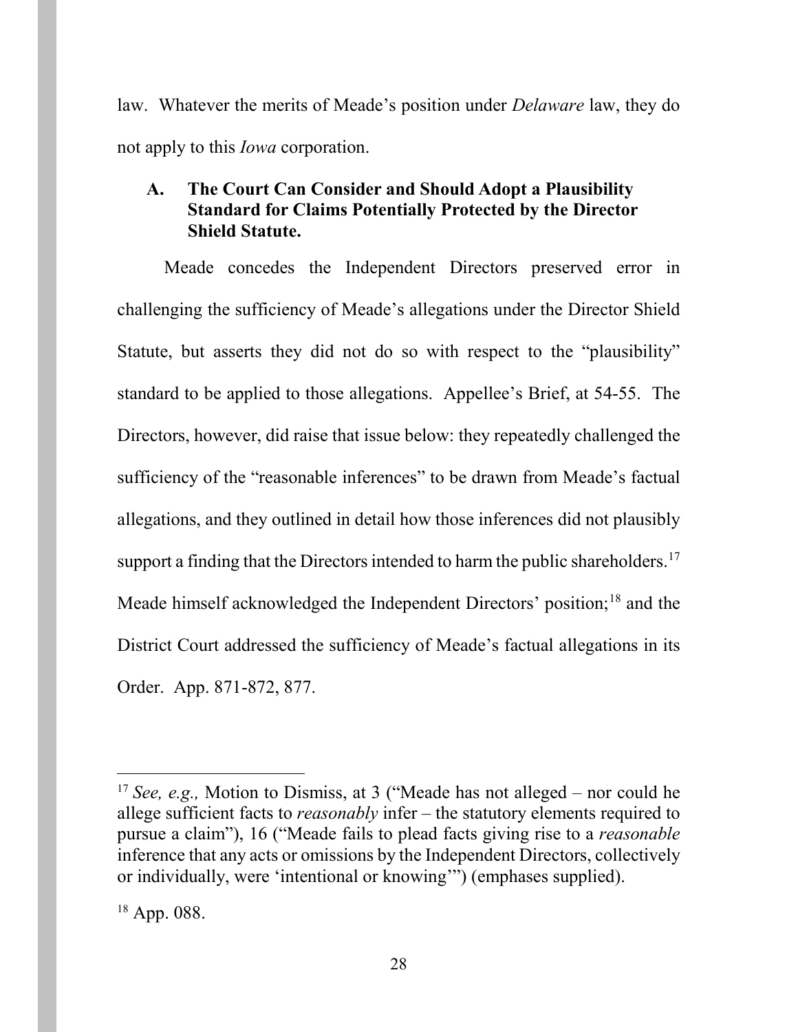law. Whatever the merits of Meade's position under *Delaware* law, they do not apply to this *Iowa* corporation.

### A. The Court Can Consider and Should Adopt a Plausibility Standard for Claims Potentially Protected by the Director Shield Statute.

Meade concedes the Independent Directors preserved error in challenging the sufficiency of Meade's allegations under the Director Shield Statute, but asserts they did not do so with respect to the "plausibility" standard to be applied to those allegations. Appellee's Brief, at 54-55. The Directors, however, did raise that issue below: they repeatedly challenged the sufficiency of the "reasonable inferences" to be drawn from Meade's factual allegations, and they outlined in detail how those inferences did not plausibly support a finding that the Directors intended to harm the public shareholders.[17] Meade himself acknowledged the Independent Directors' position;[18] and the District Court addressed the sufficiency of Meade's factual allegations in its Order. App. 871-872, 877.

---

[17] *See, e.g.,* Motion to Dismiss, at 3 ("Meade has not alleged – nor could he allege sufficient facts to *reasonably* infer – the statutory elements required to pursue a claim"), 16 ("Meade fails to plead facts giving rise to a *reasonable* inference that any acts or omissions by the Independent Directors, collectively or individually, were 'intentional or knowing'") (emphases supplied).

[18] App. 088.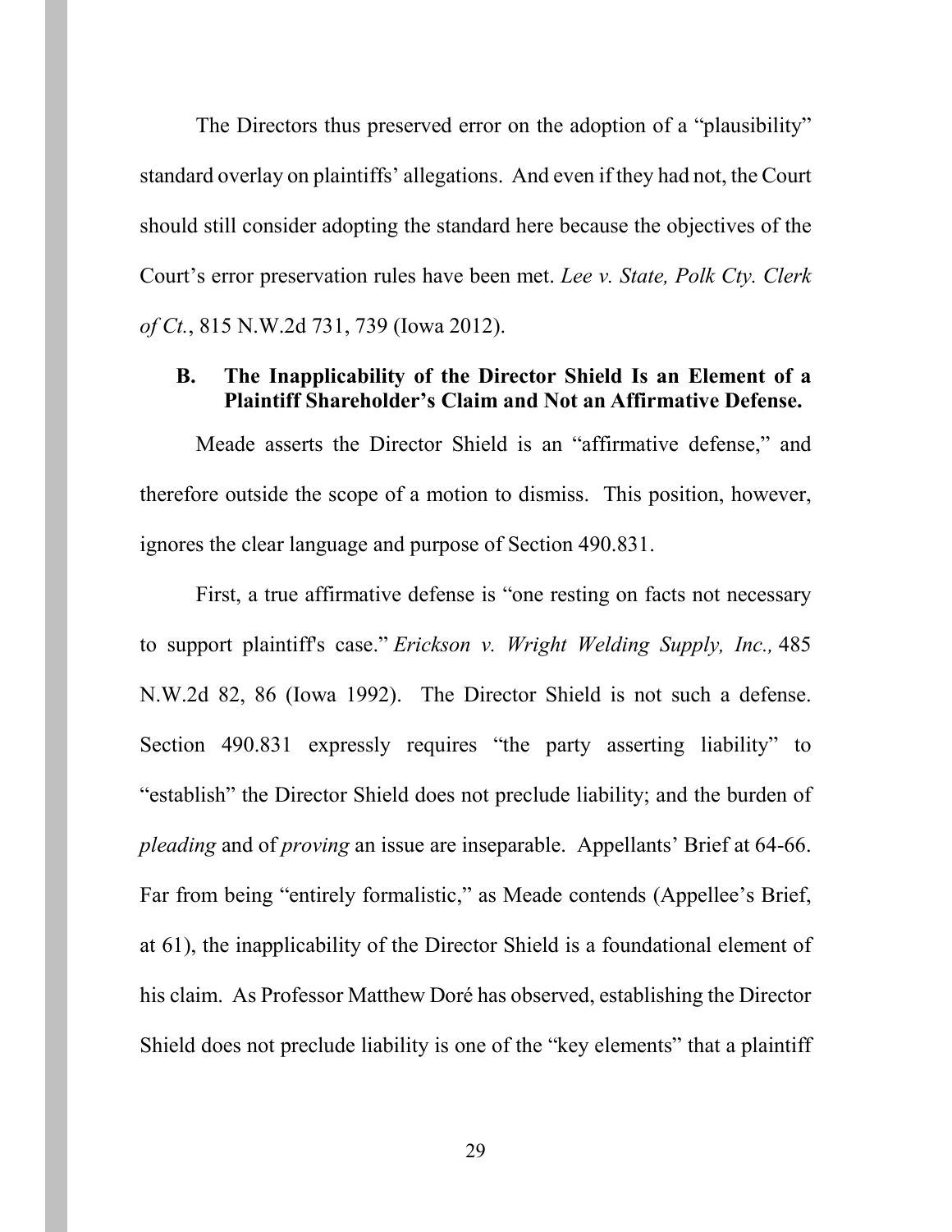The Directors thus preserved error on the adoption of a "plausibility" standard overlay on plaintiffs' allegations. And even if they had not, the Court should still consider adopting the standard here because the objectives of the Court's error preservation rules have been met. *Lee v. State, Polk Cty. Clerk of Ct.*, 815 N.W.2d 731, 739 (Iowa 2012).

### B. The Inapplicability of the Director Shield Is an Element of a Plaintiff Shareholder's Claim and Not an Affirmative Defense.

Meade asserts the Director Shield is an "affirmative defense," and therefore outside the scope of a motion to dismiss. This position, however, ignores the clear language and purpose of Section 490.831.

First, a true affirmative defense is "one resting on facts not necessary to support plaintiff's case." *Erickson v. Wright Welding Supply, Inc.,* 485 N.W.2d 82, 86 (Iowa 1992). The Director Shield is not such a defense. Section 490.831 expressly requires "the party asserting liability" to "establish" the Director Shield does not preclude liability; and the burden of *pleading* and of *proving* an issue are inseparable. Appellants' Brief at 64-66. Far from being "entirely formalistic," as Meade contends (Appellee's Brief, at 61), the inapplicability of the Director Shield is a foundational element of his claim. As Professor Matthew Doré has observed, establishing the Director Shield does not preclude liability is one of the "key elements" that a plaintiff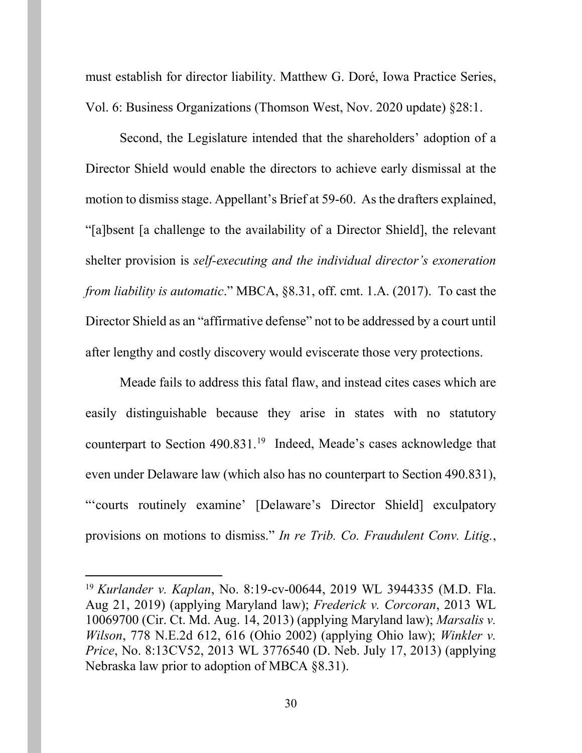must establish for director liability. Matthew G. Doré, Iowa Practice Series, Vol. 6: Business Organizations (Thomson West, Nov. 2020 update) §28:1.

Second, the Legislature intended that the shareholders' adoption of a Director Shield would enable the directors to achieve early dismissal at the motion to dismiss stage. Appellant's Brief at 59-60. As the drafters explained, "[a]bsent [a challenge to the availability of a Director Shield], the relevant shelter provision is *self-executing and the individual director's exoneration from liability is automatic*." MBCA, §8.31, off. cmt. 1.A. (2017). To cast the Director Shield as an "affirmative defense" not to be addressed by a court until after lengthy and costly discovery would eviscerate those very protections.

Meade fails to address this fatal flaw, and instead cites cases which are easily distinguishable because they arise in states with no statutory counterpart to Section 490.831.[19] Indeed, Meade's cases acknowledge that even under Delaware law (which also has no counterpart to Section 490.831), "'courts routinely examine' [Delaware's Director Shield] exculpatory provisions on motions to dismiss." *In re Trib. Co. Fraudulent Conv. Litig.*,

---

[19] *Kurlander v. Kaplan*, No. 8:19-cv-00644, 2019 WL 3944335 (M.D. Fla. Aug 21, 2019) (applying Maryland law); *Frederick v. Corcoran*, 2013 WL 10069700 (Cir. Ct. Md. Aug. 14, 2013) (applying Maryland law); *Marsalis v. Wilson*, 778 N.E.2d 612, 616 (Ohio 2002) (applying Ohio law); *Winkler v. Price*, No. 8:13CV52, 2013 WL 3776540 (D. Neb. July 17, 2013) (applying Nebraska law prior to adoption of MBCA §8.31).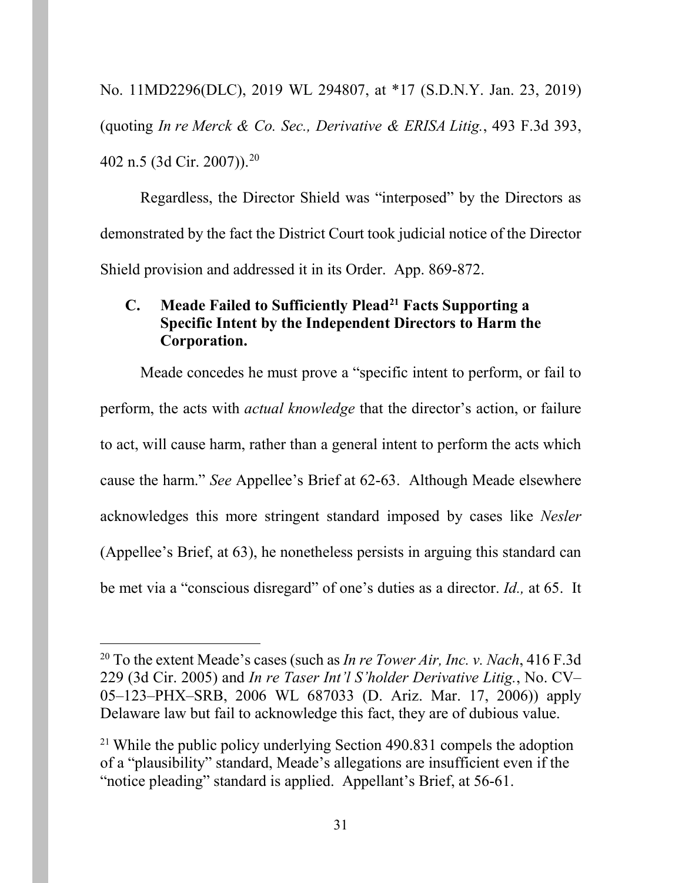No. 11MD2296(DLC), 2019 WL 294807, at *17 (S.D.N.Y. Jan. 23, 2019) (quoting *In re Merck & Co. Sec., Derivative & ERISA Litig.*, 493 F.3d 393, 402 n.5 (3d Cir. 2007)).[20]

Regardless, the Director Shield was "interposed" by the Directors as demonstrated by the fact the District Court took judicial notice of the Director Shield provision and addressed it in its Order. App. 869-872.

### C. Meade Failed to Sufficiently Plead[21] Facts Supporting a Specific Intent by the Independent Directors to Harm the Corporation.

Meade concedes he must prove a "specific intent to perform, or fail to perform, the acts with *actual knowledge* that the director's action, or failure to act, will cause harm, rather than a general intent to perform the acts which cause the harm." *See* Appellee's Brief at 62-63. Although Meade elsewhere acknowledges this more stringent standard imposed by cases like *Nesler* (Appellee's Brief, at 63), he nonetheless persists in arguing this standard can be met via a "conscious disregard" of one's duties as a director. *Id.,* at 65. It

---

[20] To the extent Meade's cases (such as *In re Tower Air, Inc. v. Nach*, 416 F.3d 229 (3d Cir. 2005) and *In re Taser Int'l S'holder Derivative Litig.*, No. CV–05–123–PHX–SRB, 2006 WL 687033 (D. Ariz. Mar. 17, 2006)) apply Delaware law but fail to acknowledge this fact, they are of dubious value.

[21] While the public policy underlying Section 490.831 compels the adoption of a "plausibility" standard, Meade's allegations are insufficient even if the "notice pleading" standard is applied. Appellant's Brief, at 56-61.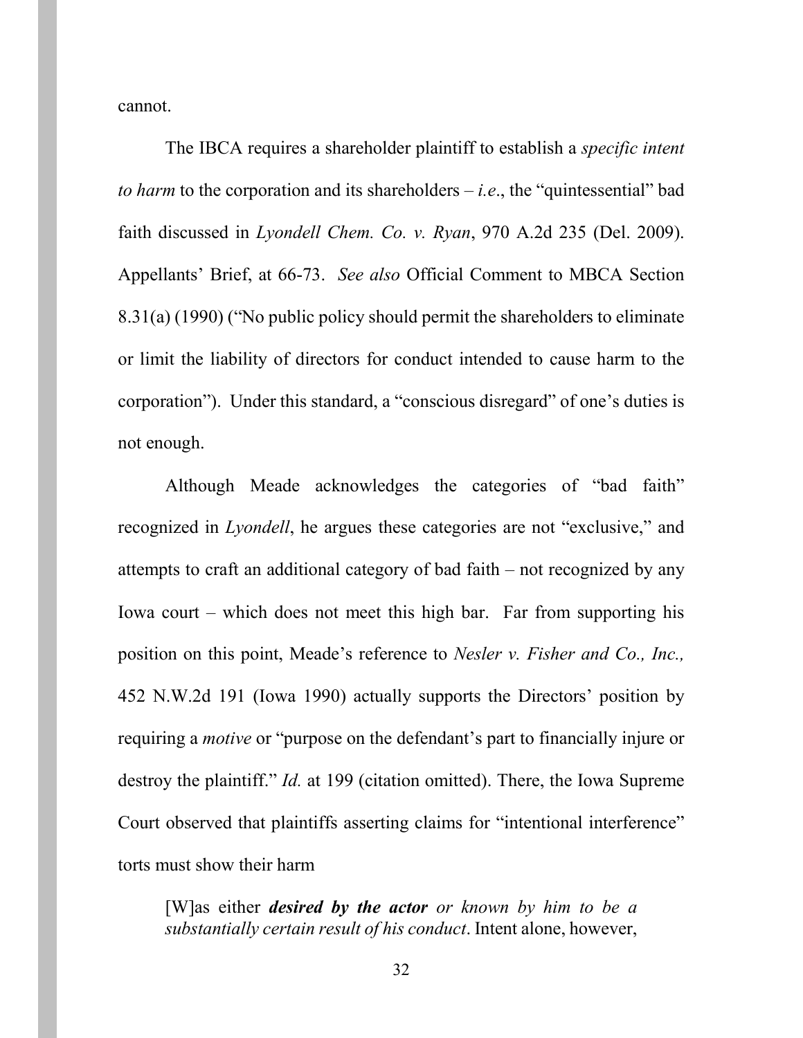cannot.

The IBCA requires a shareholder plaintiff to establish a *specific intent to harm* to the corporation and its shareholders – *i.e*., the "quintessential" bad faith discussed in *Lyondell Chem. Co. v. Ryan*, 970 A.2d 235 (Del. 2009). Appellants' Brief, at 66-73. *See also* Official Comment to MBCA Section 8.31(a) (1990) ("No public policy should permit the shareholders to eliminate or limit the liability of directors for conduct intended to cause harm to the corporation"). Under this standard, a "conscious disregard" of one's duties is not enough.

Although Meade acknowledges the categories of "bad faith" recognized in *Lyondell*, he argues these categories are not "exclusive," and attempts to craft an additional category of bad faith – not recognized by any Iowa court – which does not meet this high bar. Far from supporting his position on this point, Meade's reference to *Nesler v. Fisher and Co., Inc.,* 452 N.W.2d 191 (Iowa 1990) actually supports the Directors' position by requiring a *motive* or "purpose on the defendant's part to financially injure or destroy the plaintiff." *Id.* at 199 (citation omitted). There, the Iowa Supreme Court observed that plaintiffs asserting claims for "intentional interference" torts must show their harm

> [W]as either ***desired by the actor*** *or known by him to be a substantially certain result of his conduct*. Intent alone, however,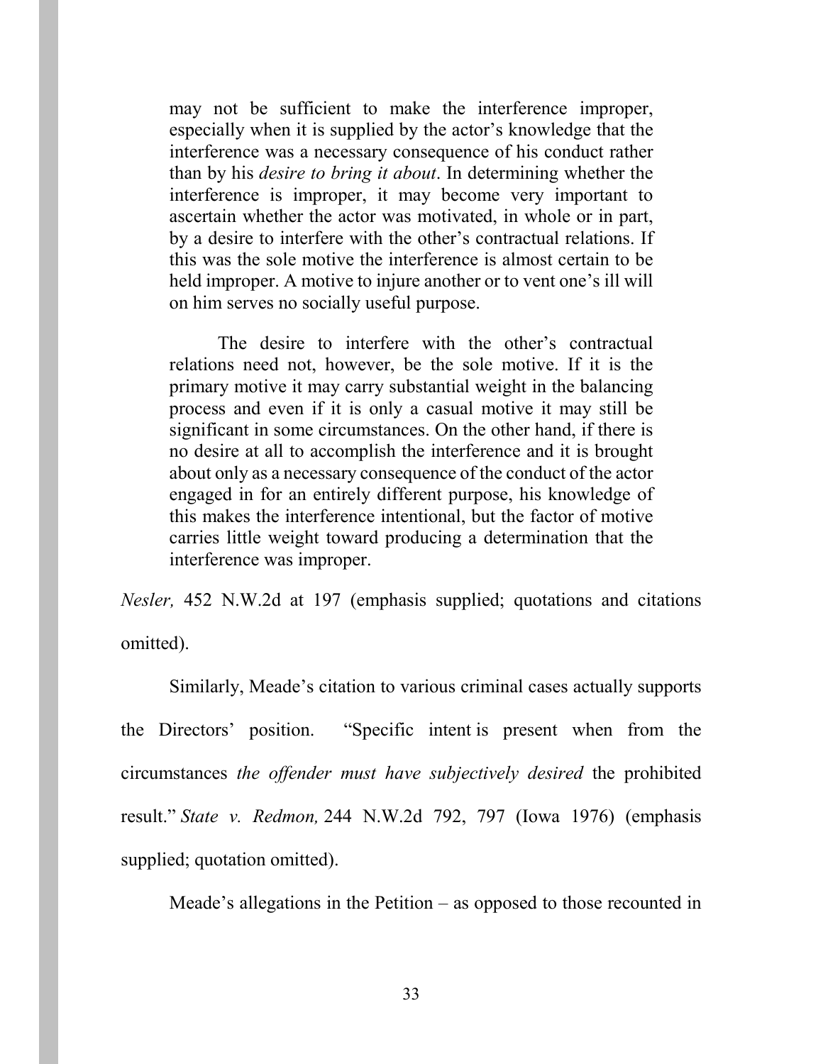> may not be sufficient to make the interference improper, especially when it is supplied by the actor's knowledge that the interference was a necessary consequence of his conduct rather than by his *desire to bring it about*. In determining whether the interference is improper, it may become very important to ascertain whether the actor was motivated, in whole or in part, by a desire to interfere with the other's contractual relations. If this was the sole motive the interference is almost certain to be held improper. A motive to injure another or to vent one's ill will on him serves no socially useful purpose.
>
> The desire to interfere with the other's contractual relations need not, however, be the sole motive. If it is the primary motive it may carry substantial weight in the balancing process and even if it is only a casual motive it may still be significant in some circumstances. On the other hand, if there is no desire at all to accomplish the interference and it is brought about only as a necessary consequence of the conduct of the actor engaged in for an entirely different purpose, his knowledge of this makes the interference intentional, but the factor of motive carries little weight toward producing a determination that the interference was improper.

*Nesler,* 452 N.W.2d at 197 (emphasis supplied; quotations and citations omitted).

Similarly, Meade's citation to various criminal cases actually supports the Directors' position. "Specific intent is present when from the circumstances *the offender must have subjectively desired* the prohibited result." *State v. Redmon,* 244 N.W.2d 792, 797 (Iowa 1976) (emphasis supplied; quotation omitted).

Meade's allegations in the Petition – as opposed to those recounted in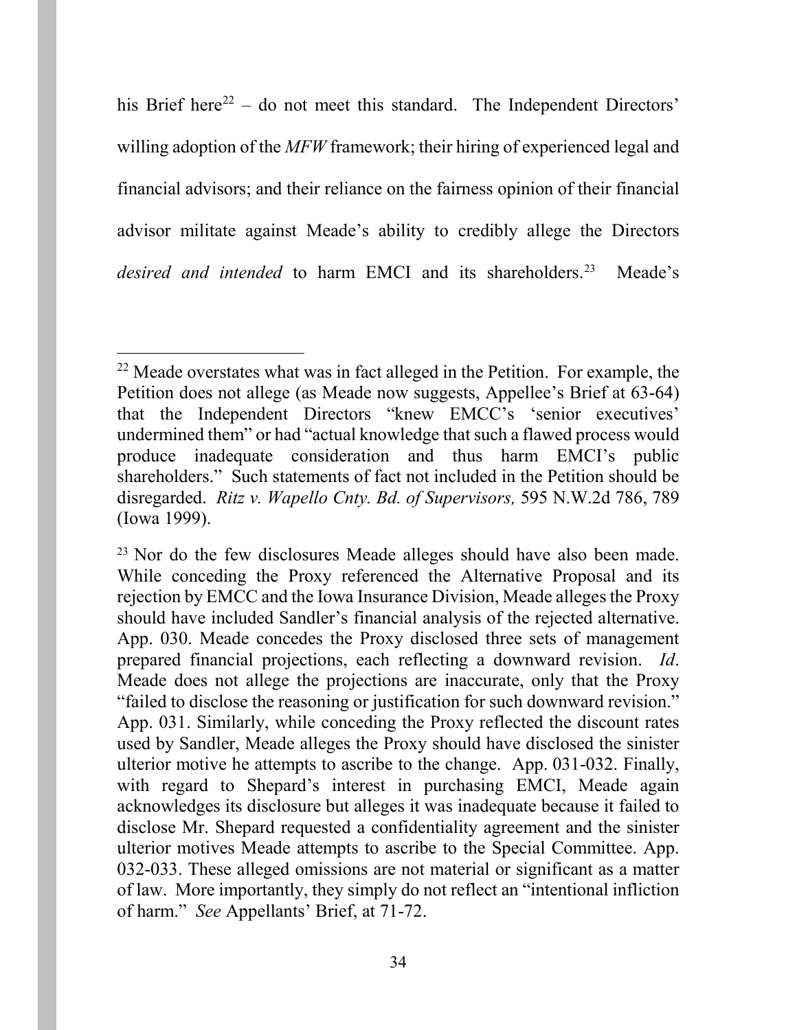his Brief here[22] – do not meet this standard. The Independent Directors' willing adoption of the *MFW* framework; their hiring of experienced legal and financial advisors; and their reliance on the fairness opinion of their financial advisor militate against Meade's ability to credibly allege the Directors *desired and intended* to harm EMCI and its shareholders.[23] Meade's

---

[22] Meade overstates what was in fact alleged in the Petition. For example, the Petition does not allege (as Meade now suggests, Appellee's Brief at 63-64) that the Independent Directors "knew EMCC's 'senior executives' undermined them" or had "actual knowledge that such a flawed process would produce inadequate consideration and thus harm EMCI's public shareholders." Such statements of fact not included in the Petition should be disregarded. *Ritz v. Wapello Cnty. Bd. of Supervisors,* 595 N.W.2d 786, 789 (Iowa 1999).

[23] Nor do the few disclosures Meade alleges should have also been made. While conceding the Proxy referenced the Alternative Proposal and its rejection by EMCC and the Iowa Insurance Division, Meade alleges the Proxy should have included Sandler's financial analysis of the rejected alternative. App. 030. Meade concedes the Proxy disclosed three sets of management prepared financial projections, each reflecting a downward revision. *Id*. Meade does not allege the projections are inaccurate, only that the Proxy "failed to disclose the reasoning or justification for such downward revision." App. 031. Similarly, while conceding the Proxy reflected the discount rates used by Sandler, Meade alleges the Proxy should have disclosed the sinister ulterior motive he attempts to ascribe to the change. App. 031-032. Finally, with regard to Shepard's interest in purchasing EMCI, Meade again acknowledges its disclosure but alleges it was inadequate because it failed to disclose Mr. Shepard requested a confidentiality agreement and the sinister ulterior motives Meade attempts to ascribe to the Special Committee. App. 032-033. These alleged omissions are not material or significant as a matter of law. More importantly, they simply do not reflect an "intentional infliction of harm." *See* Appellants' Brief, at 71-72.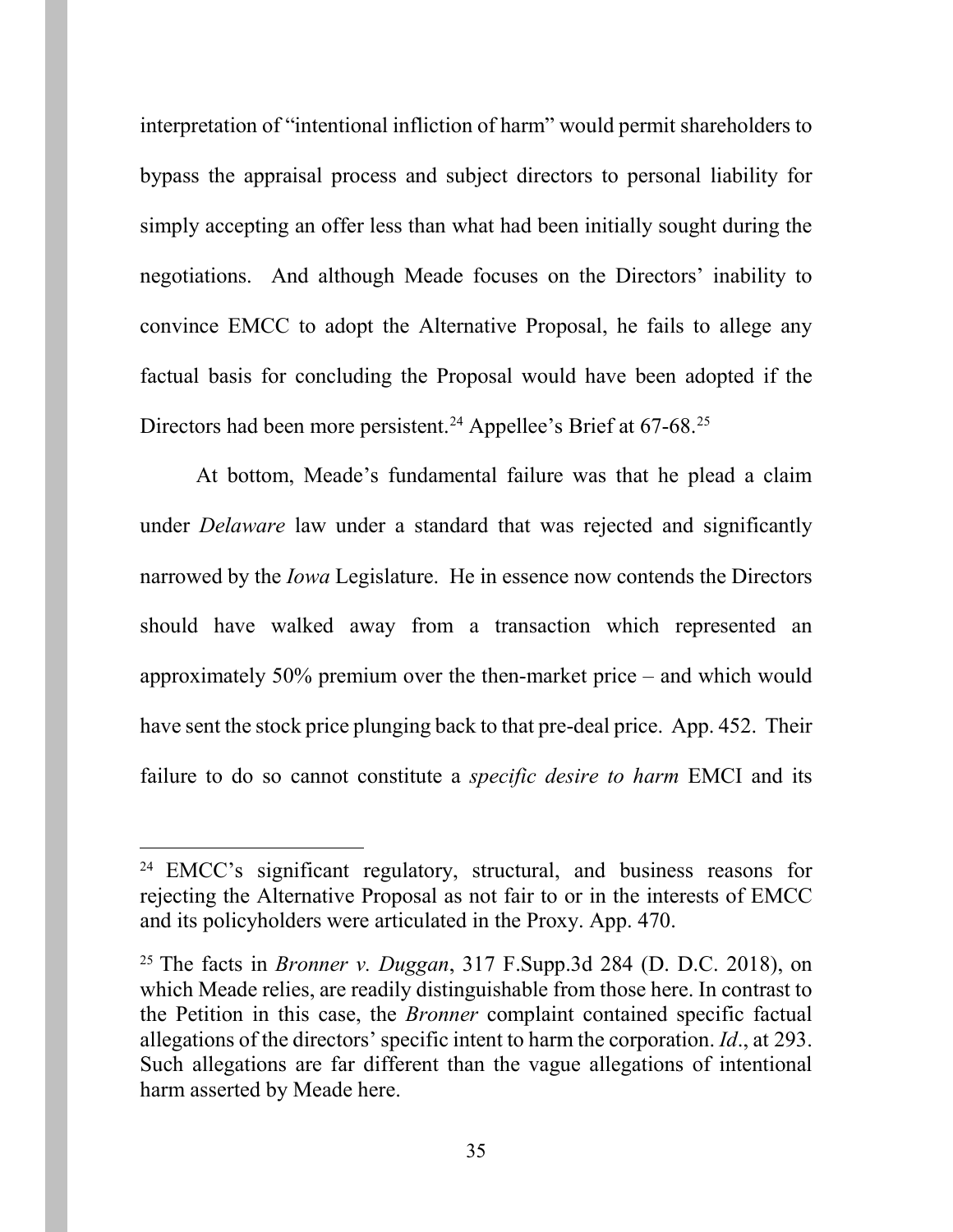interpretation of "intentional infliction of harm" would permit shareholders to bypass the appraisal process and subject directors to personal liability for simply accepting an offer less than what had been initially sought during the negotiations. And although Meade focuses on the Directors' inability to convince EMCC to adopt the Alternative Proposal, he fails to allege any factual basis for concluding the Proposal would have been adopted if the Directors had been more persistent.[24] Appellee's Brief at 67-68.[25]

At bottom, Meade's fundamental failure was that he plead a claim under *Delaware* law under a standard that was rejected and significantly narrowed by the *Iowa* Legislature. He in essence now contends the Directors should have walked away from a transaction which represented an approximately 50% premium over the then-market price – and which would have sent the stock price plunging back to that pre-deal price. App. 452. Their failure to do so cannot constitute a *specific desire to harm* EMCI and its

---

[24] EMCC's significant regulatory, structural, and business reasons for rejecting the Alternative Proposal as not fair to or in the interests of EMCC and its policyholders were articulated in the Proxy. App. 470.

[25] The facts in *Bronner v. Duggan*, 317 F.Supp.3d 284 (D. D.C. 2018), on which Meade relies, are readily distinguishable from those here. In contrast to the Petition in this case, the *Bronner* complaint contained specific factual allegations of the directors' specific intent to harm the corporation. *Id*., at 293. Such allegations are far different than the vague allegations of intentional harm asserted by Meade here.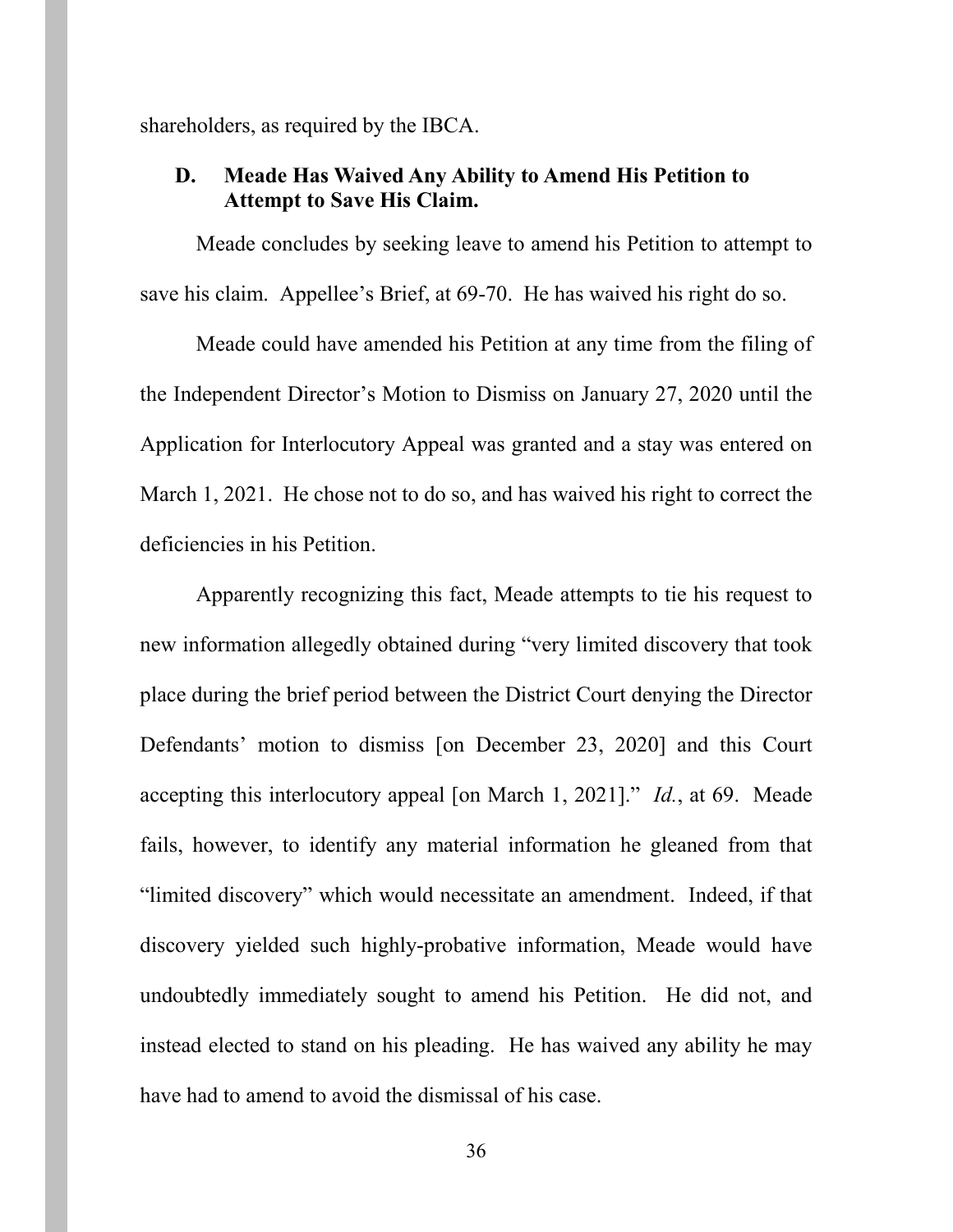shareholders, as required by the IBCA.

### D. Meade Has Waived Any Ability to Amend His Petition to Attempt to Save His Claim.

Meade concludes by seeking leave to amend his Petition to attempt to save his claim. Appellee's Brief, at 69-70. He has waived his right do so.

Meade could have amended his Petition at any time from the filing of the Independent Director's Motion to Dismiss on January 27, 2020 until the Application for Interlocutory Appeal was granted and a stay was entered on March 1, 2021. He chose not to do so, and has waived his right to correct the deficiencies in his Petition.

Apparently recognizing this fact, Meade attempts to tie his request to new information allegedly obtained during "very limited discovery that took place during the brief period between the District Court denying the Director Defendants' motion to dismiss [on December 23, 2020] and this Court accepting this interlocutory appeal [on March 1, 2021]." *Id.*, at 69. Meade fails, however, to identify any material information he gleaned from that "limited discovery" which would necessitate an amendment. Indeed, if that discovery yielded such highly-probative information, Meade would have undoubtedly immediately sought to amend his Petition. He did not, and instead elected to stand on his pleading. He has waived any ability he may have had to amend to avoid the dismissal of his case.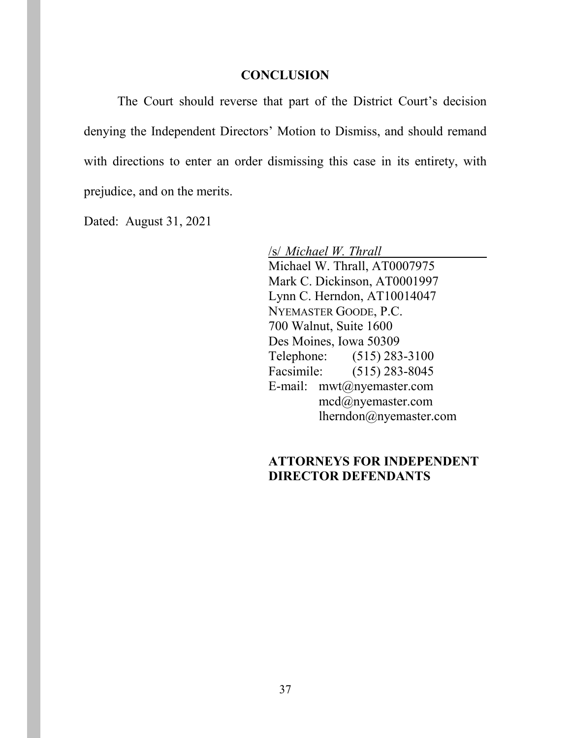## CONCLUSION

The Court should reverse that part of the District Court's decision denying the Independent Directors' Motion to Dismiss, and should remand with directions to enter an order dismissing this case in its entirety, with prejudice, and on the merits.

Dated: August 31, 2021

/s/ *Michael W. Thrall*  
Michael W. Thrall, AT0007975  
Mark C. Dickinson, AT0001997  
Lynn C. Herndon, AT10014047  
NYEMASTER GOODE, P.C.  
700 Walnut, Suite 1600  
Des Moines, Iowa 50309  
Telephone: (515) 283-3100  
Facsimile: (515) 283-8045  
E-mail: mwt@nyemaster.com  
mcd@nyemaster.com  
lherndon@nyemaster.com

**ATTORNEYS FOR INDEPENDENT DIRECTOR DEFENDANTS**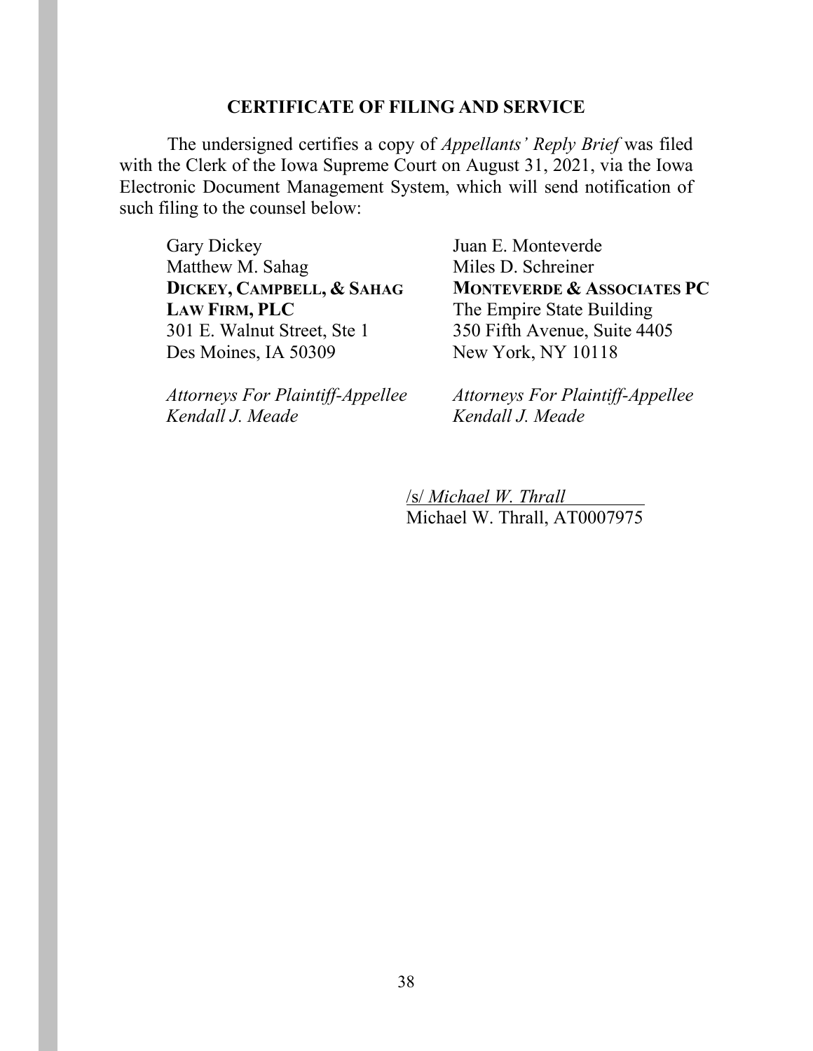## CERTIFICATE OF FILING AND SERVICE

The undersigned certifies a copy of *Appellants' Reply Brief* was filed with the Clerk of the Iowa Supreme Court on August 31, 2021, via the Iowa Electronic Document Management System, which will send notification of such filing to the counsel below:

Gary Dickey
Matthew M. Sahag
**DICKEY, CAMPBELL, & SAHAG LAW FIRM, PLC**
301 E. Walnut Street, Ste 1
Des Moines, IA 50309

*Attorneys For Plaintiff-Appellee Kendall J. Meade*

Juan E. Monteverde
Miles D. Schreiner
**MONTEVERDE & ASSOCIATES PC**
The Empire State Building
350 Fifth Avenue, Suite 4405
New York, NY 10118

*Attorneys For Plaintiff-Appellee Kendall J. Meade*

/s/ *Michael W. Thrall*
Michael W. Thrall, AT0007975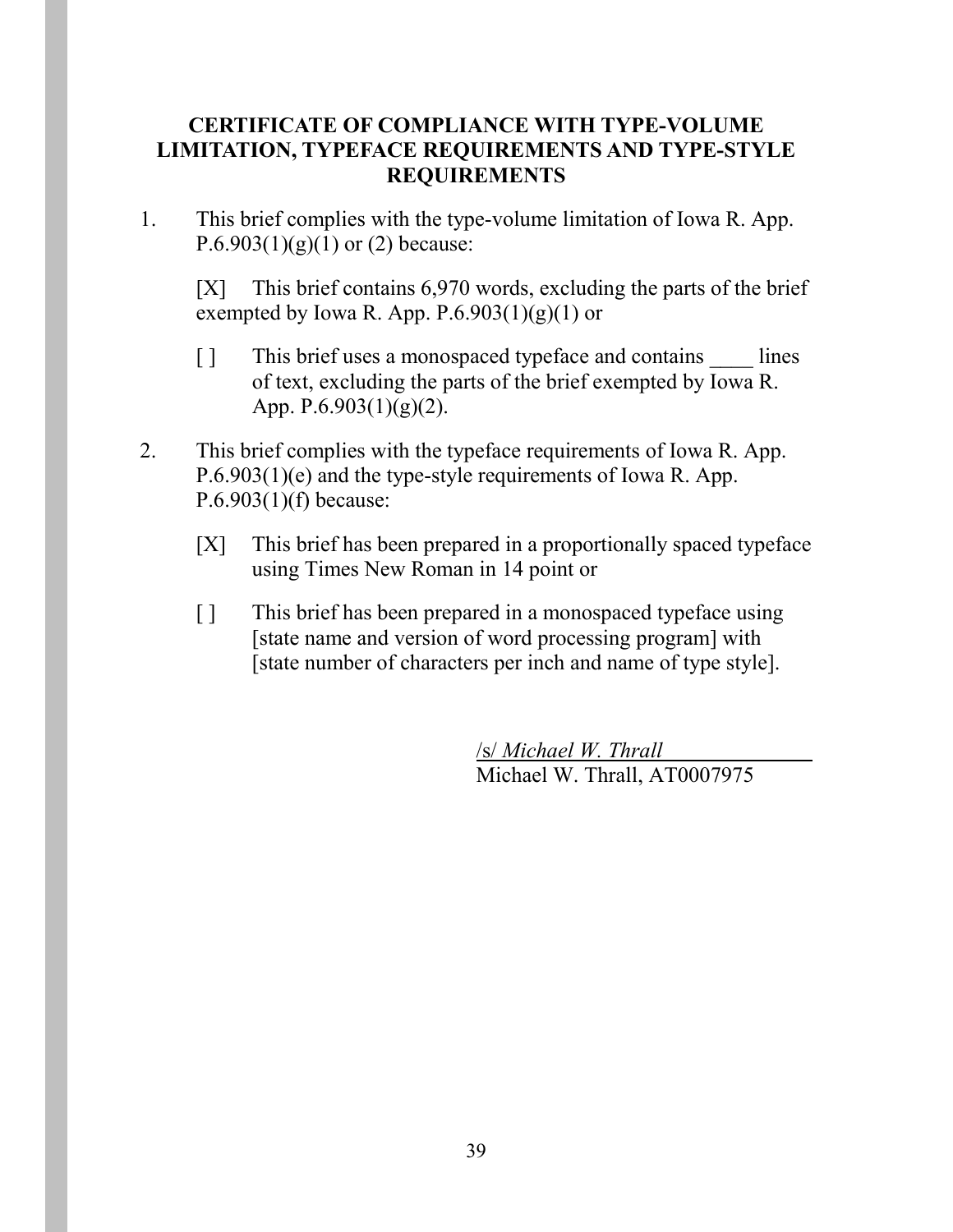**CERTIFICATE OF COMPLIANCE WITH TYPE-VOLUME LIMITATION, TYPEFACE REQUIREMENTS AND TYPE-STYLE REQUIREMENTS**

1. This brief complies with the type-volume limitation of Iowa R. App. P.6.903(1)(g)(1) or (2) because:

   [X] This brief contains 6,970 words, excluding the parts of the brief exempted by Iowa R. App. P.6.903(1)(g)(1) or

   [ ] This brief uses a monospaced typeface and contains ____ lines of text, excluding the parts of the brief exempted by Iowa R. App. P.6.903(1)(g)(2).

2. This brief complies with the typeface requirements of Iowa R. App. P.6.903(1)(e) and the type-style requirements of Iowa R. App. P.6.903(1)(f) because:

   [X] This brief has been prepared in a proportionally spaced typeface using Times New Roman in 14 point or

   [ ] This brief has been prepared in a monospaced typeface using [state name and version of word processing program] with [state number of characters per inch and name of type style].

/s/ *Michael W. Thrall*
Michael W. Thrall, AT0007975